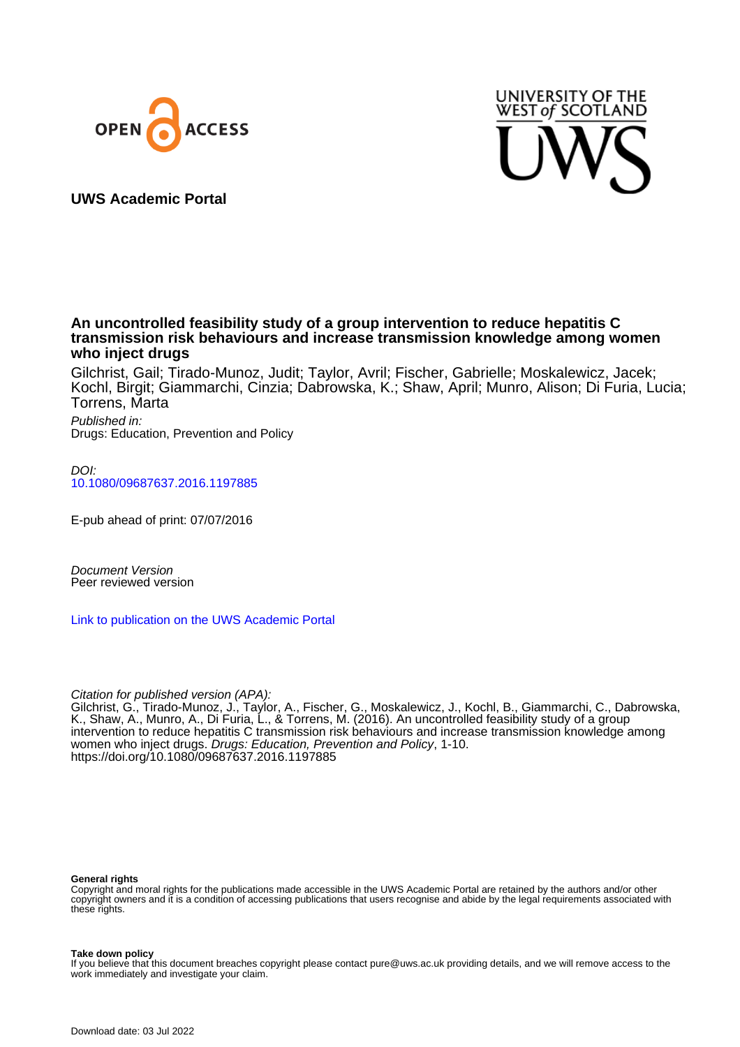UWS Academic Portal

# An uncontrolled feasibility study of a group intervention to reduce hepatitis C transmission risk behaviours and increase transmission knowledge among women who inject drugs

Gilchrist, Gail; Tirado-Munoz, Judit; Taylor, Avril; Fischer, Gabrielle; Moskalewicz, Jacek; Kochl, Birgit; Giammarchi, Cinzia; Dabrowska, K.; Shaw, April; Munro, Alison; Di Furia, Lucia; Torrens, Marta

*Published in:*
Drugs: Education, Prevention and Policy

*DOI:*
10.1080/09687637.2016.1197885

E-pub ahead of print: 07/07/2016

*Document Version*
Peer reviewed version

Link to publication on the UWS Academic Portal

*Citation for published version (APA):*
Gilchrist, G., Tirado-Munoz, J., Taylor, A., Fischer, G., Moskalewicz, J., Kochl, B., Giammarchi, C., Dabrowska, K., Shaw, A., Munro, A., Di Furia, L., & Torrens, M. (2016). An uncontrolled feasibility study of a group intervention to reduce hepatitis C transmission risk behaviours and increase transmission knowledge among women who inject drugs. *Drugs: Education, Prevention and Policy*, 1-10. https://doi.org/10.1080/09687637.2016.1197885

**General rights**
Copyright and moral rights for the publications made accessible in the UWS Academic Portal are retained by the authors and/or other copyright owners and it is a condition of accessing publications that users recognise and abide by the legal requirements associated with these rights.

**Take down policy**
If you believe that this document breaches copyright please contact pure@uws.ac.uk providing details, and we will remove access to the work immediately and investigate your claim.

Download date: 03 Jul 2022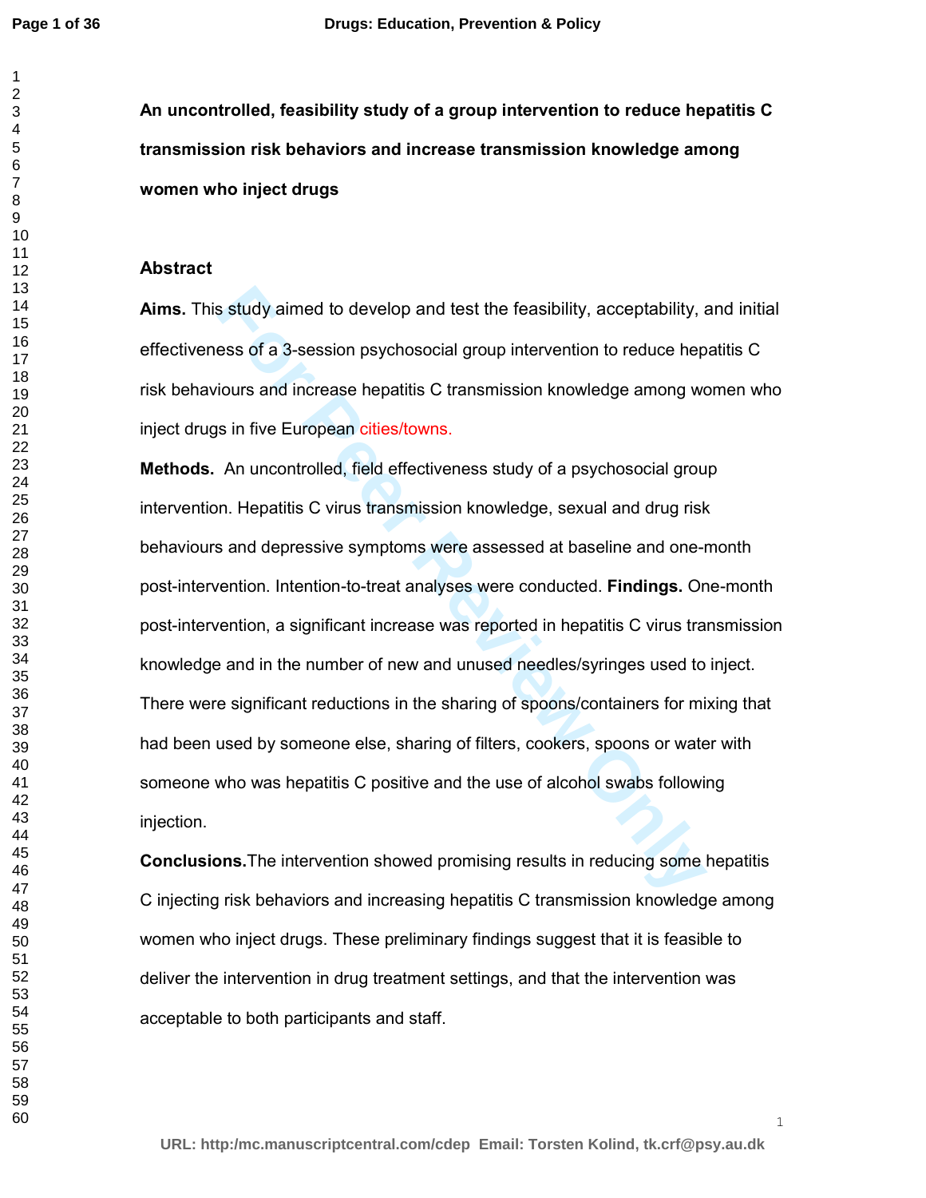**An uncontrolled, feasibility study of a group intervention to reduce hepatitis C transmission risk behaviors and increase transmission knowledge among women who inject drugs**

## Abstract

**Aims.** This study aimed to develop and test the feasibility, acceptability, and initial effectiveness of a 3-session psychosocial group intervention to reduce hepatitis C risk behaviours and increase hepatitis C transmission knowledge among women who inject drugs in five European cities/towns.

**Methods.** An uncontrolled, field effectiveness study of a psychosocial group intervention. Hepatitis C virus transmission knowledge, sexual and drug risk behaviours and depressive symptoms were assessed at baseline and one-month post-intervention. Intention-to-treat analyses were conducted. **Findings.** One-month post-intervention, a significant increase was reported in hepatitis C virus transmission knowledge and in the number of new and unused needles/syringes used to inject. There were significant reductions in the sharing of spoons/containers for mixing that had been used by someone else, sharing of filters, cookers, spoons or water with someone who was hepatitis C positive and the use of alcohol swabs following injection.

**Conclusions.** The intervention showed promising results in reducing some hepatitis C injecting risk behaviors and increasing hepatitis C transmission knowledge among women who inject drugs. These preliminary findings suggest that it is feasible to deliver the intervention in drug treatment settings, and that the intervention was acceptable to both participants and staff.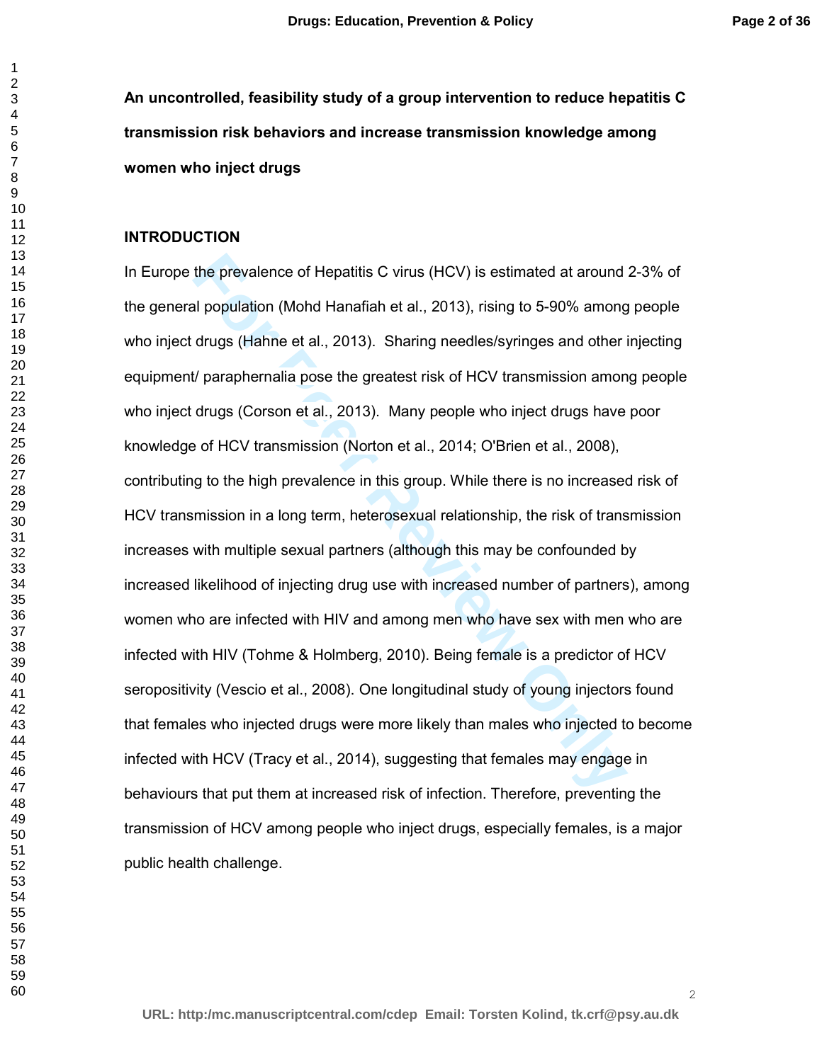**An uncontrolled, feasibility study of a group intervention to reduce hepatitis C transmission risk behaviors and increase transmission knowledge among women who inject drugs**

## INTRODUCTION

In Europe the prevalence of Hepatitis C virus (HCV) is estimated at around 2-3% of the general population (Mohd Hanafiah et al., 2013), rising to 5-90% among people who inject drugs (Hahne et al., 2013). Sharing needles/syringes and other injecting equipment/ paraphernalia pose the greatest risk of HCV transmission among people who inject drugs (Corson et al., 2013). Many people who inject drugs have poor knowledge of HCV transmission (Norton et al., 2014; O'Brien et al., 2008), contributing to the high prevalence in this group. While there is no increased risk of HCV transmission in a long term, heterosexual relationship, the risk of transmission increases with multiple sexual partners (although this may be confounded by increased likelihood of injecting drug use with increased number of partners), among women who are infected with HIV and among men who have sex with men who are infected with HIV (Tohme & Holmberg, 2010). Being female is a predictor of HCV seropositivity (Vescio et al., 2008). One longitudinal study of young injectors found that females who injected drugs were more likely than males who injected to become infected with HCV (Tracy et al., 2014), suggesting that females may engage in behaviours that put them at increased risk of infection. Therefore, preventing the transmission of HCV among people who inject drugs, especially females, is a major public health challenge.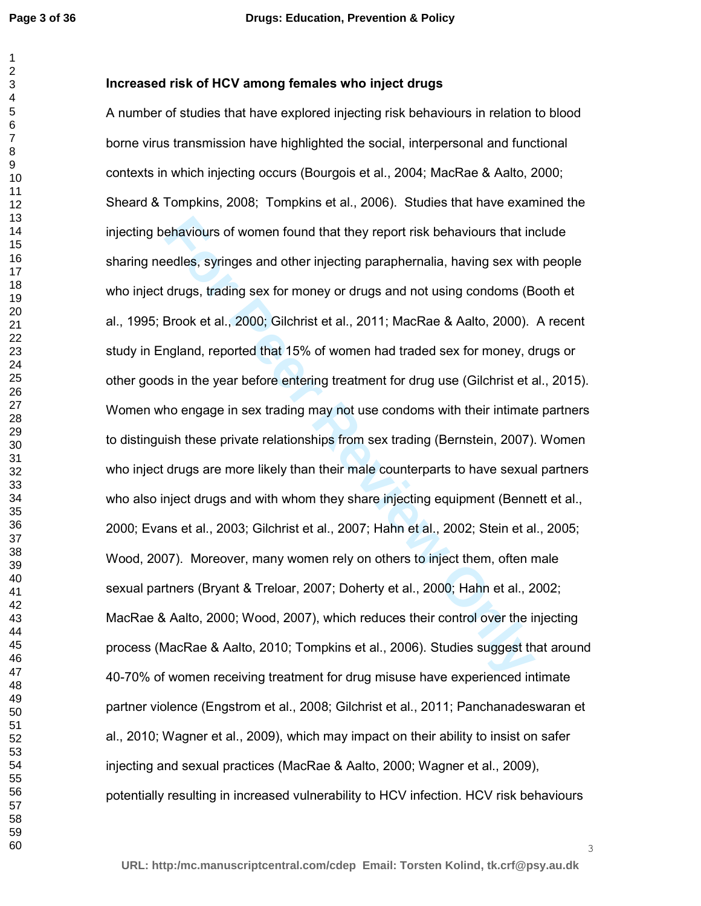## Increased risk of HCV among females who inject drugs

A number of studies that have explored injecting risk behaviours in relation to blood borne virus transmission have highlighted the social, interpersonal and functional contexts in which injecting occurs (Bourgois et al., 2004; MacRae & Aalto, 2000; Sheard & Tompkins, 2008; Tompkins et al., 2006). Studies that have examined the injecting behaviours of women found that they report risk behaviours that include sharing needles, syringes and other injecting paraphernalia, having sex with people who inject drugs, trading sex for money or drugs and not using condoms (Booth et al., 1995; Brook et al., 2000; Gilchrist et al., 2011; MacRae & Aalto, 2000). A recent study in England, reported that 15% of women had traded sex for money, drugs or other goods in the year before entering treatment for drug use (Gilchrist et al., 2015). Women who engage in sex trading may not use condoms with their intimate partners to distinguish these private relationships from sex trading (Bernstein, 2007). Women who inject drugs are more likely than their male counterparts to have sexual partners who also inject drugs and with whom they share injecting equipment (Bennett et al., 2000; Evans et al., 2003; Gilchrist et al., 2007; Hahn et al., 2002; Stein et al., 2005; Wood, 2007). Moreover, many women rely on others to inject them, often male sexual partners (Bryant & Treloar, 2007; Doherty et al., 2000; Hahn et al., 2002; MacRae & Aalto, 2000; Wood, 2007), which reduces their control over the injecting process (MacRae & Aalto, 2010; Tompkins et al., 2006). Studies suggest that around 40-70% of women receiving treatment for drug misuse have experienced intimate partner violence (Engstrom et al., 2008; Gilchrist et al., 2011; Panchanadeswaran et al., 2010; Wagner et al., 2009), which may impact on their ability to insist on safer injecting and sexual practices (MacRae & Aalto, 2000; Wagner et al., 2009), potentially resulting in increased vulnerability to HCV infection. HCV risk behaviours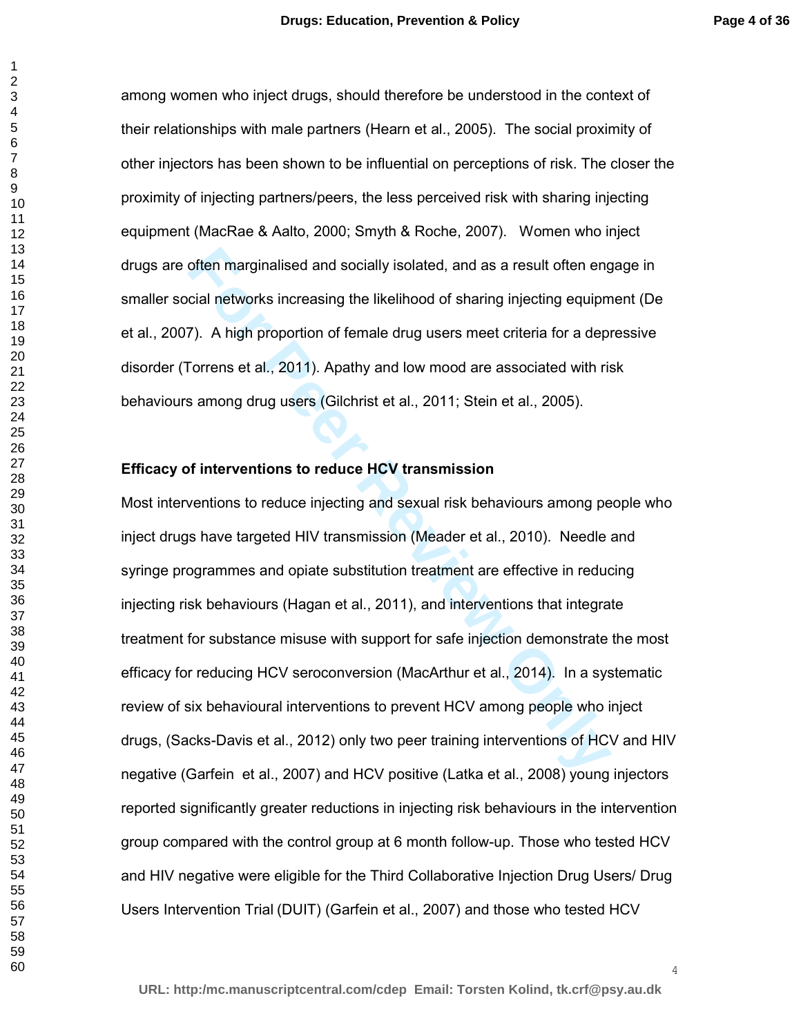among women who inject drugs, should therefore be understood in the context of their relationships with male partners (Hearn et al., 2005). The social proximity of other injectors has been shown to be influential on perceptions of risk. The closer the proximity of injecting partners/peers, the less perceived risk with sharing injecting equipment (MacRae & Aalto, 2000; Smyth & Roche, 2007). Women who inject drugs are often marginalised and socially isolated, and as a result often engage in smaller social networks increasing the likelihood of sharing injecting equipment (De et al., 2007). A high proportion of female drug users meet criteria for a depressive disorder (Torrens et al., 2011). Apathy and low mood are associated with risk behaviours among drug users (Gilchrist et al., 2011; Stein et al., 2005).

**Efficacy of interventions to reduce HCV transmission**

Most interventions to reduce injecting and sexual risk behaviours among people who inject drugs have targeted HIV transmission (Meader et al., 2010). Needle and syringe programmes and opiate substitution treatment are effective in reducing injecting risk behaviours (Hagan et al., 2011), and interventions that integrate treatment for substance misuse with support for safe injection demonstrate the most efficacy for reducing HCV seroconversion (MacArthur et al., 2014). In a systematic review of six behavioural interventions to prevent HCV among people who inject drugs, (Sacks-Davis et al., 2012) only two peer training interventions of HCV and HIV negative (Garfein et al., 2007) and HCV positive (Latka et al., 2008) young injectors reported significantly greater reductions in injecting risk behaviours in the intervention group compared with the control group at 6 month follow-up. Those who tested HCV and HIV negative were eligible for the Third Collaborative Injection Drug Users/ Drug Users Intervention Trial (DUIT) (Garfein et al., 2007) and those who tested HCV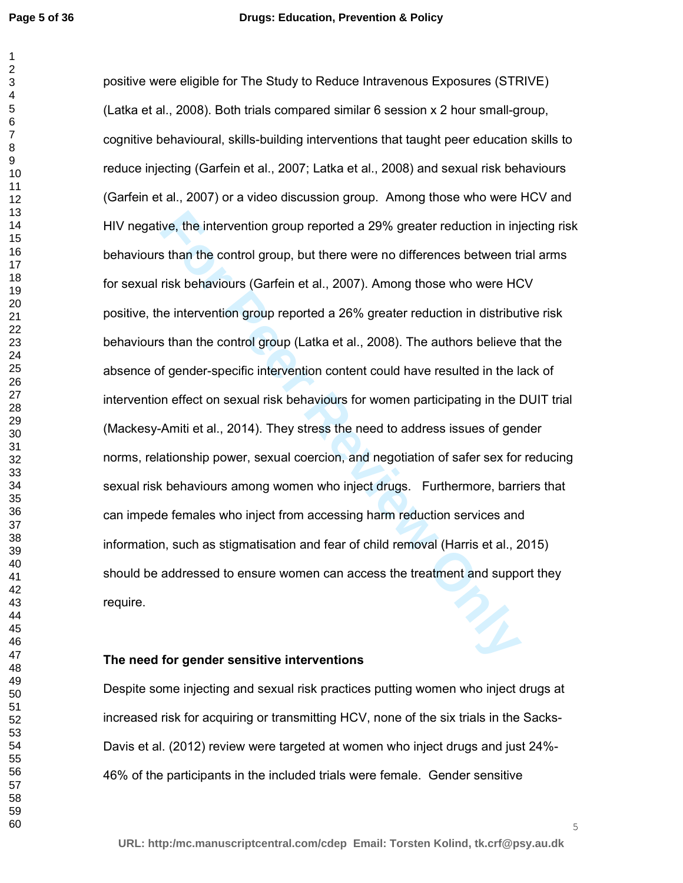positive were eligible for The Study to Reduce Intravenous Exposures (STRIVE) (Latka et al., 2008). Both trials compared similar 6 session x 2 hour small-group, cognitive behavioural, skills-building interventions that taught peer education skills to reduce injecting (Garfein et al., 2007; Latka et al., 2008) and sexual risk behaviours (Garfein et al., 2007) or a video discussion group. Among those who were HCV and HIV negative, the intervention group reported a 29% greater reduction in injecting risk behaviours than the control group, but there were no differences between trial arms for sexual risk behaviours (Garfein et al., 2007). Among those who were HCV positive, the intervention group reported a 26% greater reduction in distributive risk behaviours than the control group (Latka et al., 2008). The authors believe that the absence of gender-specific intervention content could have resulted in the lack of intervention effect on sexual risk behaviours for women participating in the DUIT trial (Mackesy-Amiti et al., 2014). They stress the need to address issues of gender norms, relationship power, sexual coercion, and negotiation of safer sex for reducing sexual risk behaviours among women who inject drugs. Furthermore, barriers that can impede females who inject from accessing harm reduction services and information, such as stigmatisation and fear of child removal (Harris et al., 2015) should be addressed to ensure women can access the treatment and support they require.

**The need for gender sensitive interventions**

Despite some injecting and sexual risk practices putting women who inject drugs at increased risk for acquiring or transmitting HCV, none of the six trials in the Sacks-Davis et al. (2012) review were targeted at women who inject drugs and just 24%-46% of the participants in the included trials were female. Gender sensitive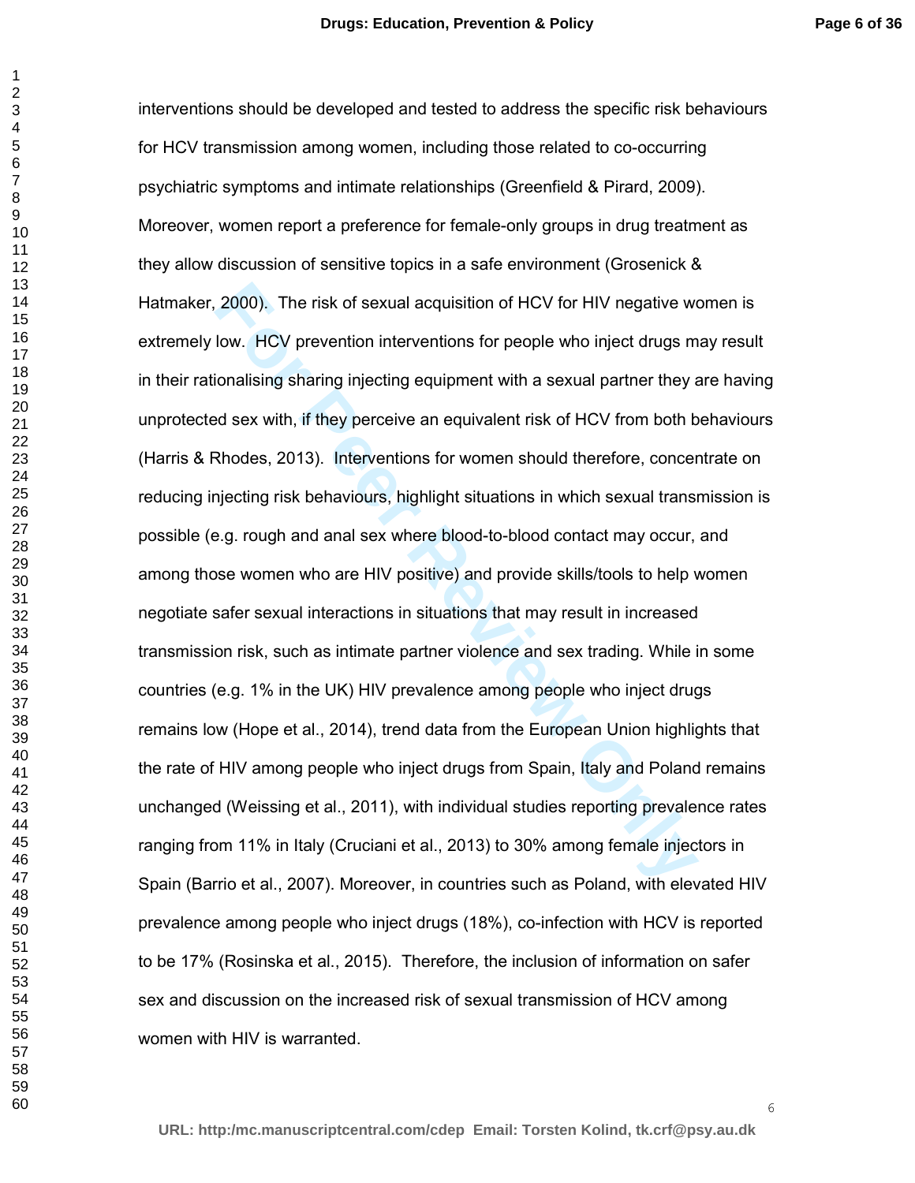interventions should be developed and tested to address the specific risk behaviours for HCV transmission among women, including those related to co-occurring psychiatric symptoms and intimate relationships (Greenfield & Pirard, 2009). Moreover, women report a preference for female-only groups in drug treatment as they allow discussion of sensitive topics in a safe environment (Grosenick & Hatmaker, 2000). The risk of sexual acquisition of HCV for HIV negative women is extremely low. HCV prevention interventions for people who inject drugs may result in their rationalising sharing injecting equipment with a sexual partner they are having unprotected sex with, if they perceive an equivalent risk of HCV from both behaviours (Harris & Rhodes, 2013). Interventions for women should therefore, concentrate on reducing injecting risk behaviours, highlight situations in which sexual transmission is possible (e.g. rough and anal sex where blood-to-blood contact may occur, and among those women who are HIV positive) and provide skills/tools to help women negotiate safer sexual interactions in situations that may result in increased transmission risk, such as intimate partner violence and sex trading. While in some countries (e.g. 1% in the UK) HIV prevalence among people who inject drugs remains low (Hope et al., 2014), trend data from the European Union highlights that the rate of HIV among people who inject drugs from Spain, Italy and Poland remains unchanged (Weissing et al., 2011), with individual studies reporting prevalence rates ranging from 11% in Italy (Cruciani et al., 2013) to 30% among female injectors in Spain (Barrio et al., 2007). Moreover, in countries such as Poland, with elevated HIV prevalence among people who inject drugs (18%), co-infection with HCV is reported to be 17% (Rosinska et al., 2015). Therefore, the inclusion of information on safer sex and discussion on the increased risk of sexual transmission of HCV among women with HIV is warranted.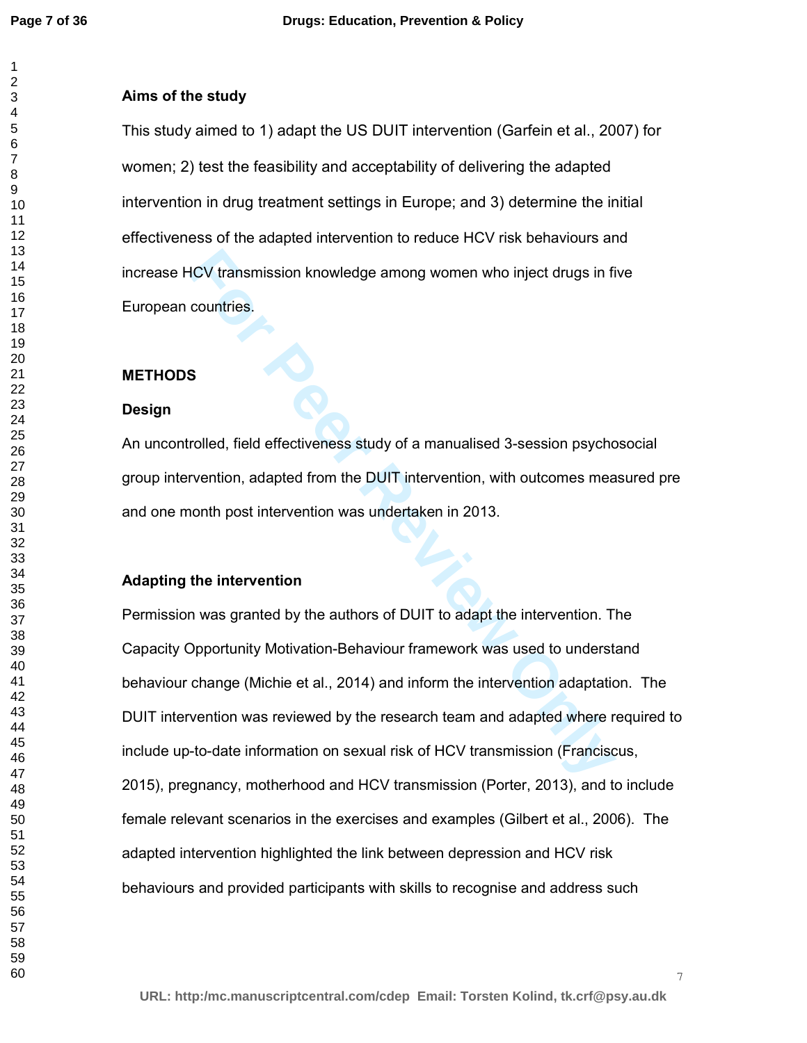### Aims of the study

This study aimed to 1) adapt the US DUIT intervention (Garfein et al., 2007) for women; 2) test the feasibility and acceptability of delivering the adapted intervention in drug treatment settings in Europe; and 3) determine the initial effectiveness of the adapted intervention to reduce HCV risk behaviours and increase HCV transmission knowledge among women who inject drugs in five European countries.

## METHODS

### Design

An uncontrolled, field effectiveness study of a manualised 3-session psychosocial group intervention, adapted from the DUIT intervention, with outcomes measured pre and one month post intervention was undertaken in 2013.

### Adapting the intervention

Permission was granted by the authors of DUIT to adapt the intervention. The Capacity Opportunity Motivation-Behaviour framework was used to understand behaviour change (Michie et al., 2014) and inform the intervention adaptation. The DUIT intervention was reviewed by the research team and adapted where required to include up-to-date information on sexual risk of HCV transmission (Franciscus, 2015), pregnancy, motherhood and HCV transmission (Porter, 2013), and to include female relevant scenarios in the exercises and examples (Gilbert et al., 2006). The adapted intervention highlighted the link between depression and HCV risk behaviours and provided participants with skills to recognise and address such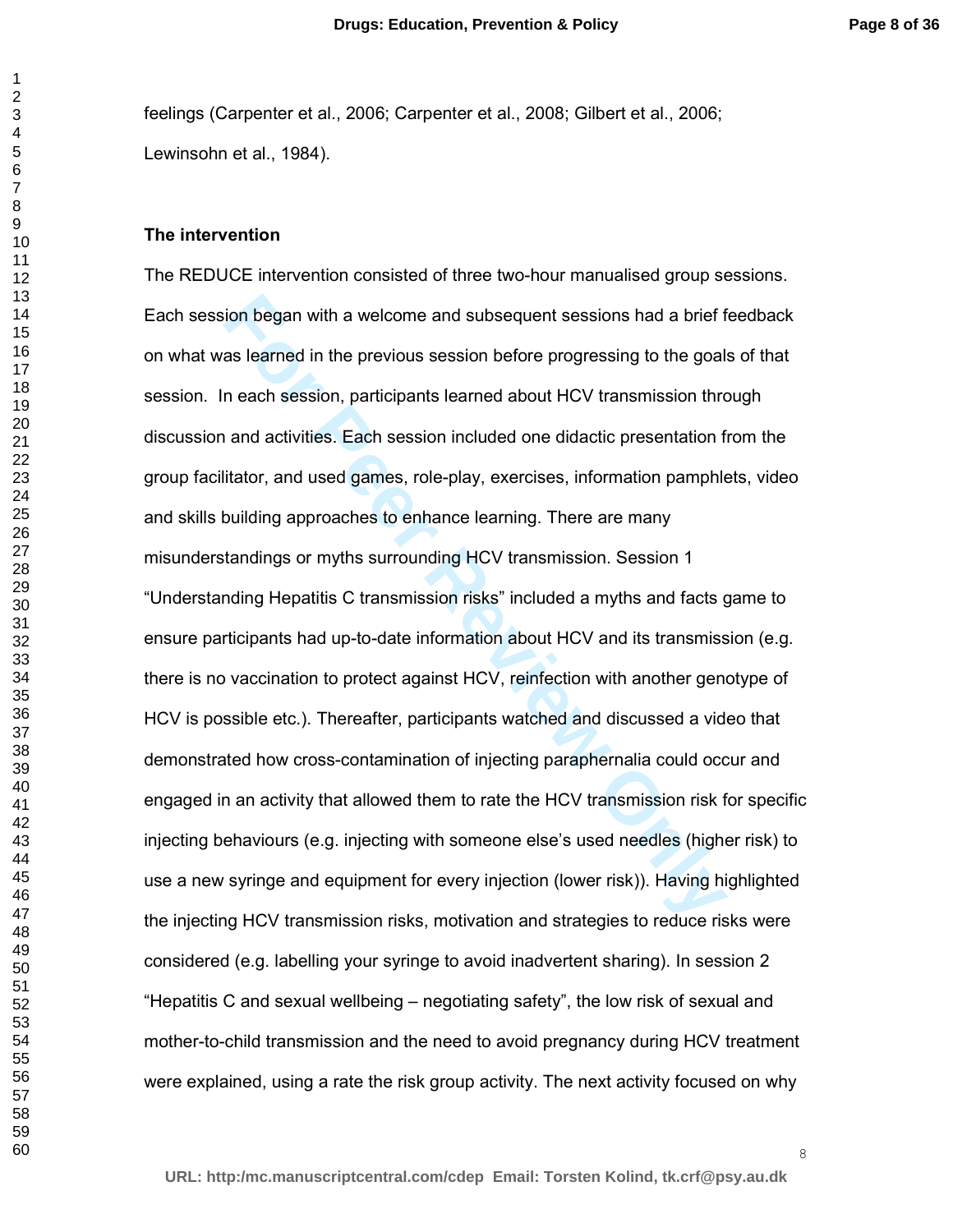feelings (Carpenter et al., 2006; Carpenter et al., 2008; Gilbert et al., 2006; Lewinsohn et al., 1984).

**The intervention**

The REDUCE intervention consisted of three two-hour manualised group sessions. Each session began with a welcome and subsequent sessions had a brief feedback on what was learned in the previous session before progressing to the goals of that session. In each session, participants learned about HCV transmission through discussion and activities. Each session included one didactic presentation from the group facilitator, and used games, role-play, exercises, information pamphlets, video and skills building approaches to enhance learning. There are many misunderstandings or myths surrounding HCV transmission. Session 1 "Understanding Hepatitis C transmission risks" included a myths and facts game to ensure participants had up-to-date information about HCV and its transmission (e.g. there is no vaccination to protect against HCV, reinfection with another genotype of HCV is possible etc.). Thereafter, participants watched and discussed a video that demonstrated how cross-contamination of injecting paraphernalia could occur and engaged in an activity that allowed them to rate the HCV transmission risk for specific injecting behaviours (e.g. injecting with someone else's used needles (higher risk) to use a new syringe and equipment for every injection (lower risk)). Having highlighted the injecting HCV transmission risks, motivation and strategies to reduce risks were considered (e.g. labelling your syringe to avoid inadvertent sharing). In session 2 "Hepatitis C and sexual wellbeing – negotiating safety", the low risk of sexual and mother-to-child transmission and the need to avoid pregnancy during HCV treatment were explained, using a rate the risk group activity. The next activity focused on why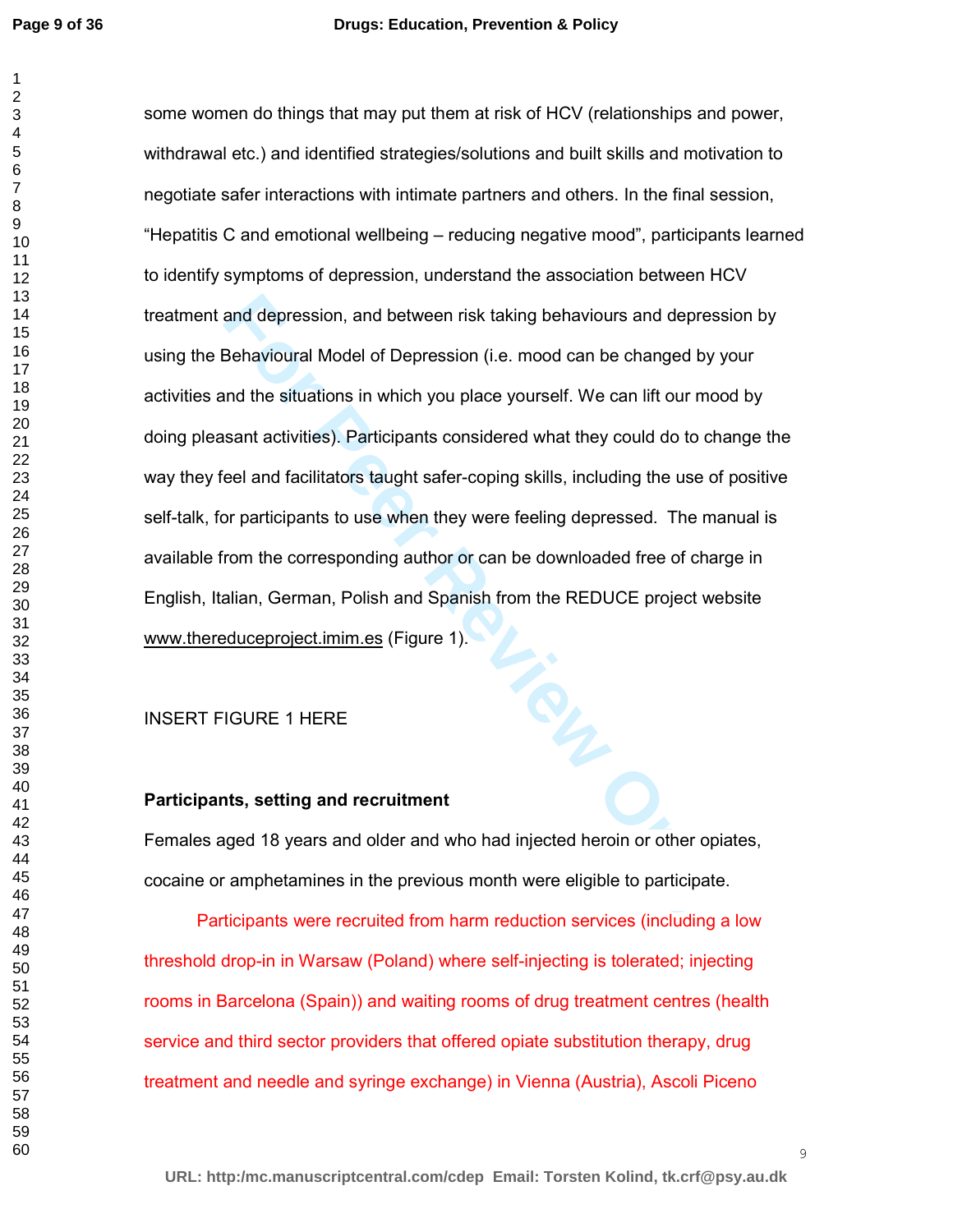some women do things that may put them at risk of HCV (relationships and power, withdrawal etc.) and identified strategies/solutions and built skills and motivation to negotiate safer interactions with intimate partners and others. In the final session, "Hepatitis C and emotional wellbeing – reducing negative mood", participants learned to identify symptoms of depression, understand the association between HCV treatment and depression, and between risk taking behaviours and depression by using the Behavioural Model of Depression (i.e. mood can be changed by your activities and the situations in which you place yourself. We can lift our mood by doing pleasant activities). Participants considered what they could do to change the way they feel and facilitators taught safer-coping skills, including the use of positive self-talk, for participants to use when they were feeling depressed. The manual is available from the corresponding author or can be downloaded free of charge in English, Italian, German, Polish and Spanish from the REDUCE project website www.thereduceproject.imim.es (Figure 1).

INSERT FIGURE 1 HERE

**Participants, setting and recruitment**

Females aged 18 years and older and who had injected heroin or other opiates, cocaine or amphetamines in the previous month were eligible to participate.

Participants were recruited from harm reduction services (including a low threshold drop-in in Warsaw (Poland) where self-injecting is tolerated; injecting rooms in Barcelona (Spain)) and waiting rooms of drug treatment centres (health service and third sector providers that offered opiate substitution therapy, drug treatment and needle and syringe exchange) in Vienna (Austria), Ascoli Piceno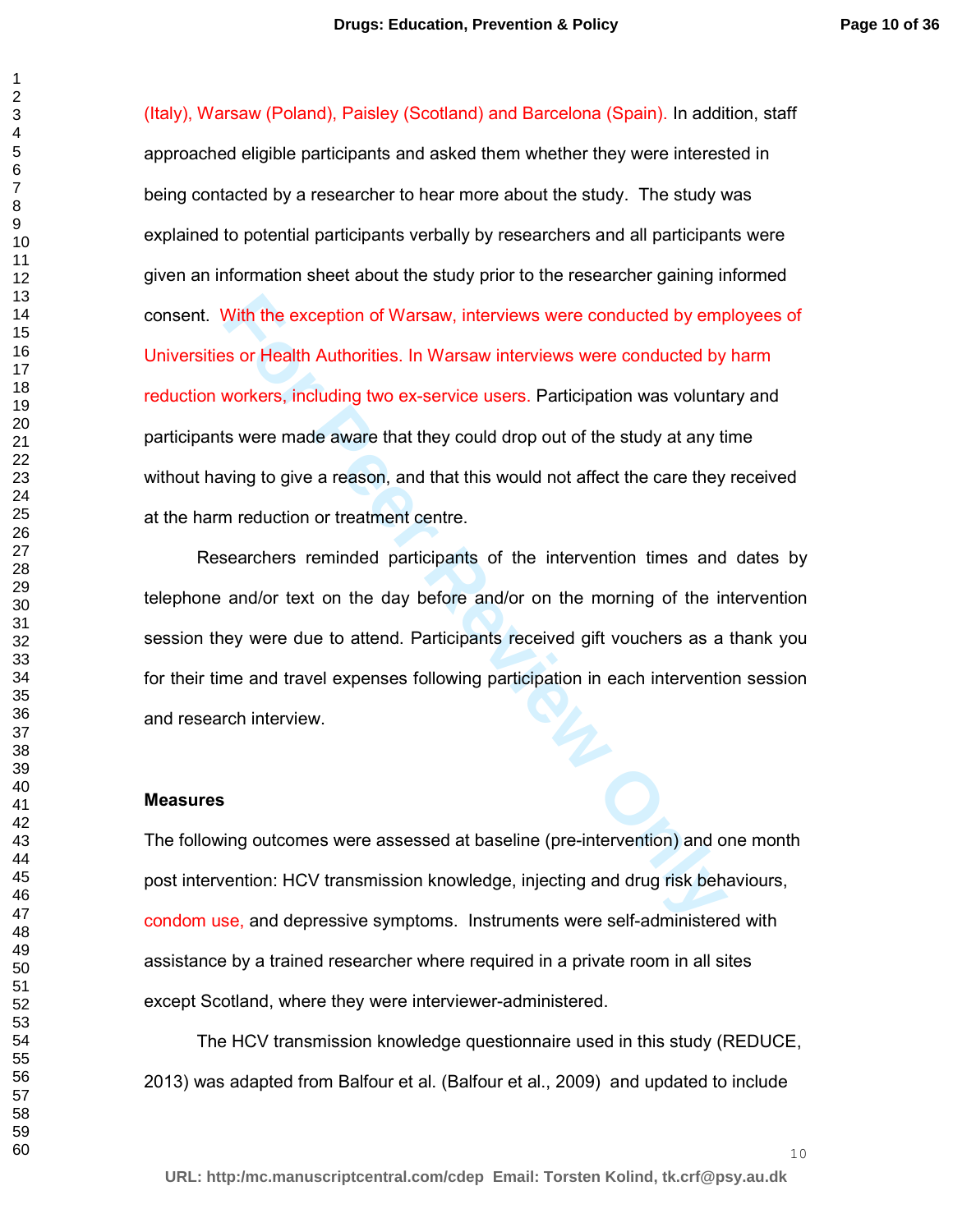(Italy), Warsaw (Poland), Paisley (Scotland) and Barcelona (Spain). In addition, staff approached eligible participants and asked them whether they were interested in being contacted by a researcher to hear more about the study. The study was explained to potential participants verbally by researchers and all participants were given an information sheet about the study prior to the researcher gaining informed consent. With the exception of Warsaw, interviews were conducted by employees of Universities or Health Authorities. In Warsaw interviews were conducted by harm reduction workers, including two ex-service users. Participation was voluntary and participants were made aware that they could drop out of the study at any time without having to give a reason, and that this would not affect the care they received at the harm reduction or treatment centre.

Researchers reminded participants of the intervention times and dates by telephone and/or text on the day before and/or on the morning of the intervention session they were due to attend. Participants received gift vouchers as a thank you for their time and travel expenses following participation in each intervention session and research interview.

**Measures**

The following outcomes were assessed at baseline (pre-intervention) and one month post intervention: HCV transmission knowledge, injecting and drug risk behaviours, condom use, and depressive symptoms. Instruments were self-administered with assistance by a trained researcher where required in a private room in all sites except Scotland, where they were interviewer-administered.

The HCV transmission knowledge questionnaire used in this study (REDUCE, 2013) was adapted from Balfour et al. (Balfour et al., 2009) and updated to include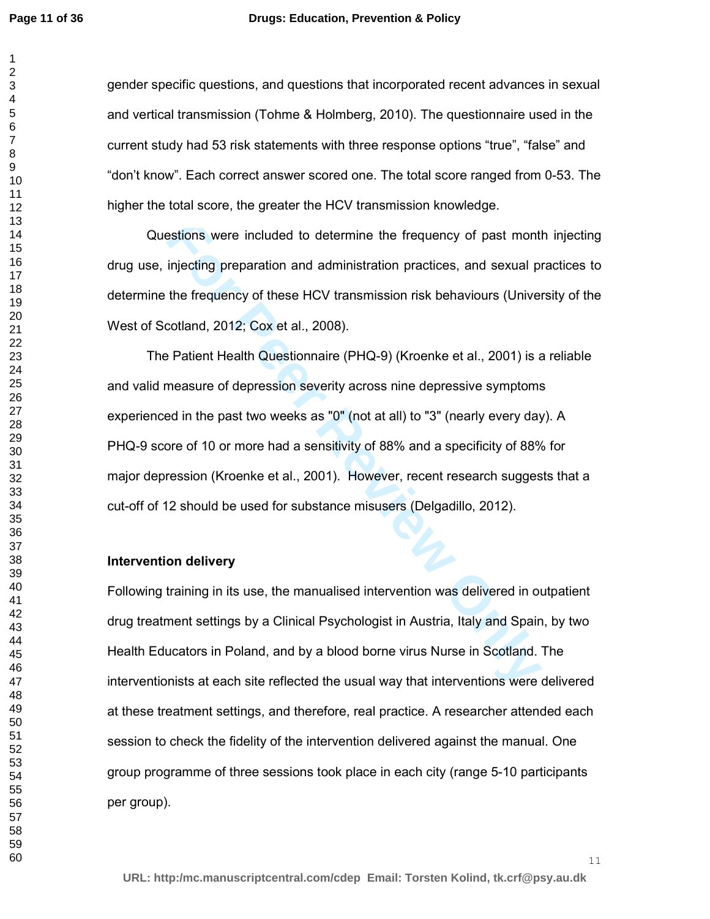gender specific questions, and questions that incorporated recent advances in sexual and vertical transmission (Tohme & Holmberg, 2010). The questionnaire used in the current study had 53 risk statements with three response options “true”, “false” and “don’t know”. Each correct answer scored one. The total score ranged from 0-53. The higher the total score, the greater the HCV transmission knowledge.

Questions were included to determine the frequency of past month injecting drug use, injecting preparation and administration practices, and sexual practices to determine the frequency of these HCV transmission risk behaviours (University of the West of Scotland, 2012; Cox et al., 2008).

The Patient Health Questionnaire (PHQ-9) (Kroenke et al., 2001) is a reliable and valid measure of depression severity across nine depressive symptoms experienced in the past two weeks as "0" (not at all) to "3" (nearly every day). A PHQ-9 score of 10 or more had a sensitivity of 88% and a specificity of 88% for major depression (Kroenke et al., 2001). However, recent research suggests that a cut-off of 12 should be used for substance misusers (Delgadillo, 2012).

**Intervention delivery**

Following training in its use, the manualised intervention was delivered in outpatient drug treatment settings by a Clinical Psychologist in Austria, Italy and Spain, by two Health Educators in Poland, and by a blood borne virus Nurse in Scotland. The interventionists at each site reflected the usual way that interventions were delivered at these treatment settings, and therefore, real practice. A researcher attended each session to check the fidelity of the intervention delivered against the manual. One group programme of three sessions took place in each city (range 5-10 participants per group).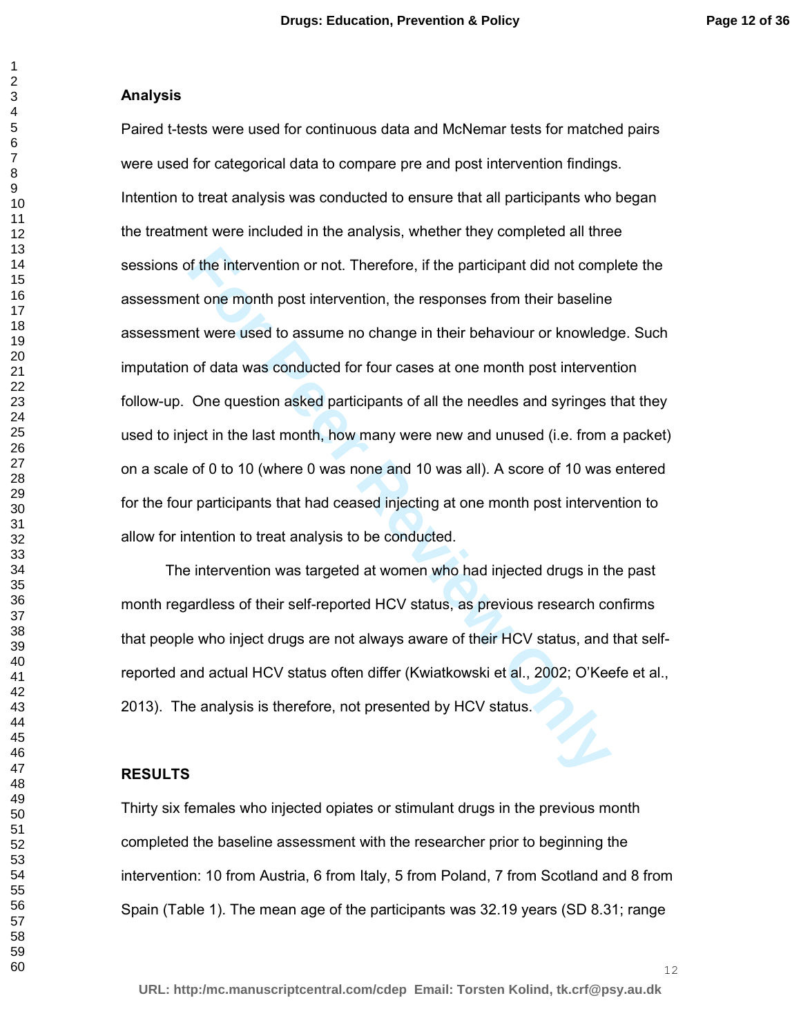### Analysis

Paired t-tests were used for continuous data and McNemar tests for matched pairs were used for categorical data to compare pre and post intervention findings. Intention to treat analysis was conducted to ensure that all participants who began the treatment were included in the analysis, whether they completed all three sessions of the intervention or not. Therefore, if the participant did not complete the assessment one month post intervention, the responses from their baseline assessment were used to assume no change in their behaviour or knowledge. Such imputation of data was conducted for four cases at one month post intervention follow-up. One question asked participants of all the needles and syringes that they used to inject in the last month, how many were new and unused (i.e. from a packet) on a scale of 0 to 10 (where 0 was none and 10 was all). A score of 10 was entered for the four participants that had ceased injecting at one month post intervention to allow for intention to treat analysis to be conducted.

The intervention was targeted at women who had injected drugs in the past month regardless of their self-reported HCV status, as previous research confirms that people who inject drugs are not always aware of their HCV status, and that self-reported and actual HCV status often differ (Kwiatkowski et al., 2002; O'Keefe et al., 2013). The analysis is therefore, not presented by HCV status.

## RESULTS

Thirty six females who injected opiates or stimulant drugs in the previous month completed the baseline assessment with the researcher prior to beginning the intervention: 10 from Austria, 6 from Italy, 5 from Poland, 7 from Scotland and 8 from Spain (Table 1). The mean age of the participants was 32.19 years (SD 8.31; range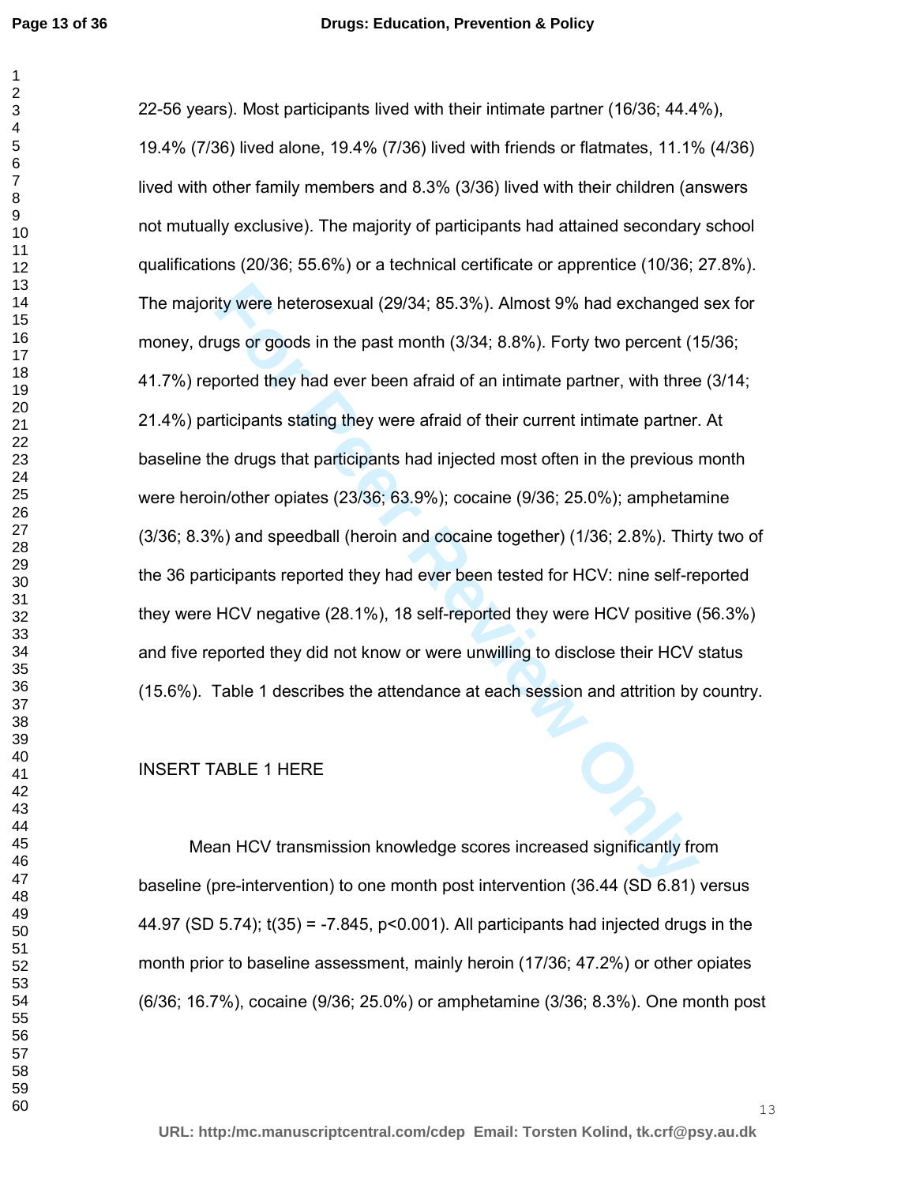22-56 years). Most participants lived with their intimate partner (16/36; 44.4%), 19.4% (7/36) lived alone, 19.4% (7/36) lived with friends or flatmates, 11.1% (4/36) lived with other family members and 8.3% (3/36) lived with their children (answers not mutually exclusive). The majority of participants had attained secondary school qualifications (20/36; 55.6%) or a technical certificate or apprentice (10/36; 27.8%). The majority were heterosexual (29/34; 85.3%). Almost 9% had exchanged sex for money, drugs or goods in the past month (3/34; 8.8%). Forty two percent (15/36; 41.7%) reported they had ever been afraid of an intimate partner, with three (3/14; 21.4%) participants stating they were afraid of their current intimate partner. At baseline the drugs that participants had injected most often in the previous month were heroin/other opiates (23/36; 63.9%); cocaine (9/36; 25.0%); amphetamine (3/36; 8.3%) and speedball (heroin and cocaine together) (1/36; 2.8%). Thirty two of the 36 participants reported they had ever been tested for HCV: nine self-reported they were HCV negative (28.1%), 18 self-reported they were HCV positive (56.3%) and five reported they did not know or were unwilling to disclose their HCV status (15.6%). Table 1 describes the attendance at each session and attrition by country.

INSERT TABLE 1 HERE

Mean HCV transmission knowledge scores increased significantly from baseline (pre-intervention) to one month post intervention (36.44 (SD 6.81) versus 44.97 (SD 5.74); $t(35) = -7.845$, $p<0.001$). All participants had injected drugs in the month prior to baseline assessment, mainly heroin (17/36; 47.2%) or other opiates (6/36; 16.7%), cocaine (9/36; 25.0%) or amphetamine (3/36; 8.3%). One month post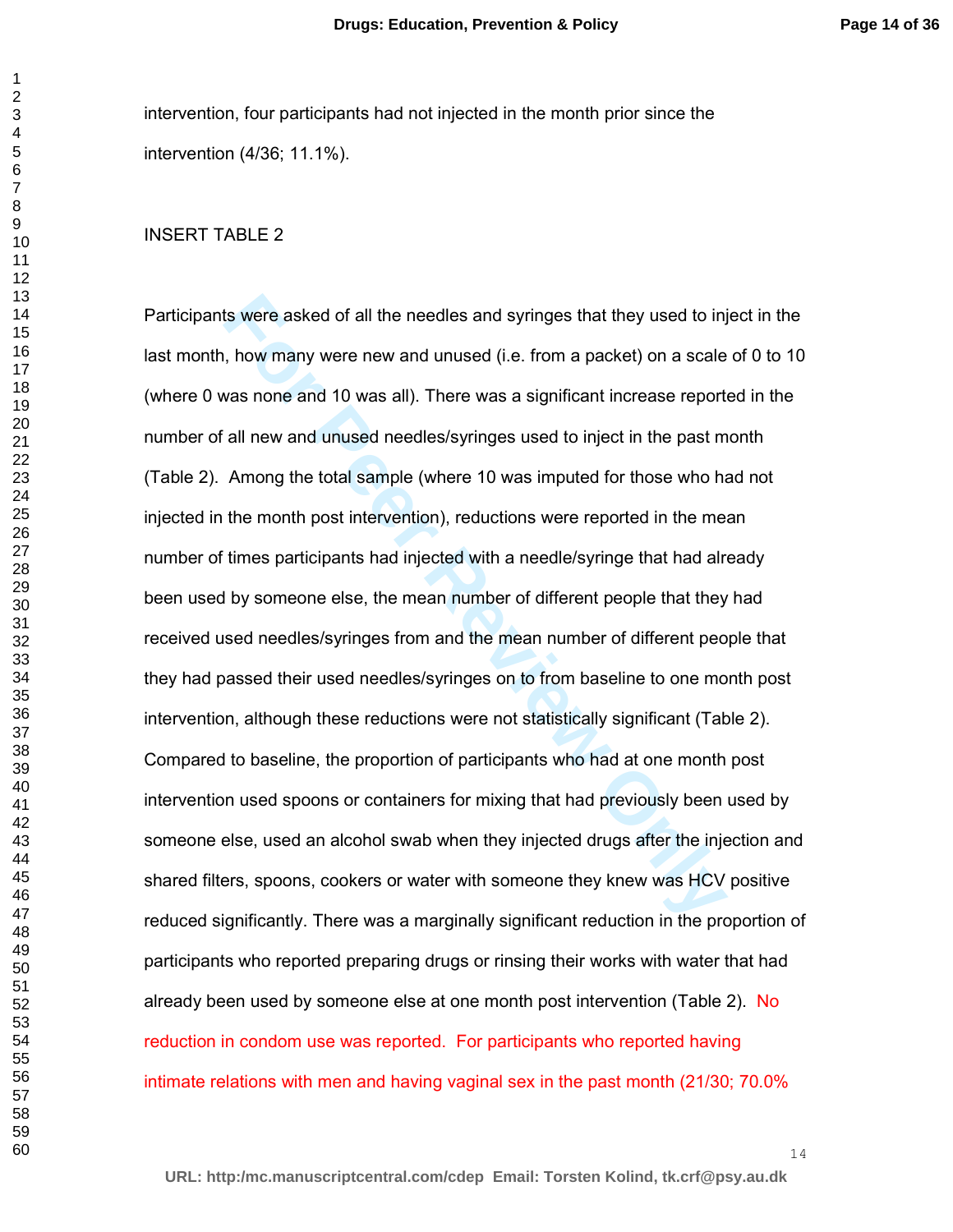intervention, four participants had not injected in the month prior since the intervention (4/36; 11.1%).

INSERT TABLE 2

Participants were asked of all the needles and syringes that they used to inject in the last month, how many were new and unused (i.e. from a packet) on a scale of 0 to 10 (where 0 was none and 10 was all). There was a significant increase reported in the number of all new and unused needles/syringes used to inject in the past month (Table 2). Among the total sample (where 10 was imputed for those who had not injected in the month post intervention), reductions were reported in the mean number of times participants had injected with a needle/syringe that had already been used by someone else, the mean number of different people that they had received used needles/syringes from and the mean number of different people that they had passed their used needles/syringes on to from baseline to one month post intervention, although these reductions were not statistically significant (Table 2). Compared to baseline, the proportion of participants who had at one month post intervention used spoons or containers for mixing that had previously been used by someone else, used an alcohol swab when they injected drugs after the injection and shared filters, spoons, cookers or water with someone they knew was HCV positive reduced significantly. There was a marginally significant reduction in the proportion of participants who reported preparing drugs or rinsing their works with water that had already been used by someone else at one month post intervention (Table 2). No reduction in condom use was reported. For participants who reported having intimate relations with men and having vaginal sex in the past month (21/30; 70.0%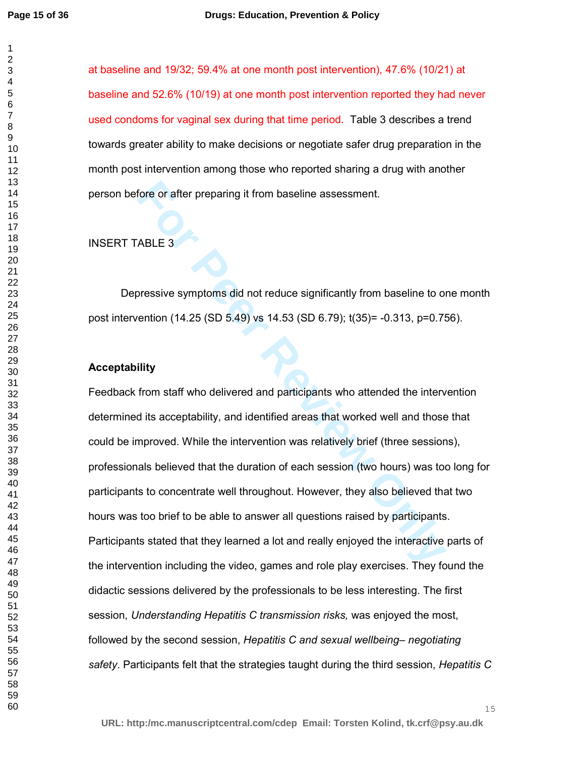at baseline and 19/32; 59.4% at one month post intervention), 47.6% (10/21) at baseline and 52.6% (10/19) at one month post intervention reported they had never used condoms for vaginal sex during that time period. Table 3 describes a trend towards greater ability to make decisions or negotiate safer drug preparation in the month post intervention among those who reported sharing a drug with another person before or after preparing it from baseline assessment.

INSERT TABLE 3

Depressive symptoms did not reduce significantly from baseline to one month post intervention (14.25 (SD 5.49) vs 14.53 (SD 6.79); $t(35) = -0.313$, $p=0.756$).

**Acceptability**

Feedback from staff who delivered and participants who attended the intervention determined its acceptability, and identified areas that worked well and those that could be improved. While the intervention was relatively brief (three sessions), professionals believed that the duration of each session (two hours) was too long for participants to concentrate well throughout. However, they also believed that two hours was too brief to be able to answer all questions raised by participants. Participants stated that they learned a lot and really enjoyed the interactive parts of the intervention including the video, games and role play exercises. They found the didactic sessions delivered by the professionals to be less interesting. The first session, *Understanding Hepatitis C transmission risks,* was enjoyed the most, followed by the second session, *Hepatitis C and sexual wellbeing– negotiating safety*. Participants felt that the strategies taught during the third session, *Hepatitis C*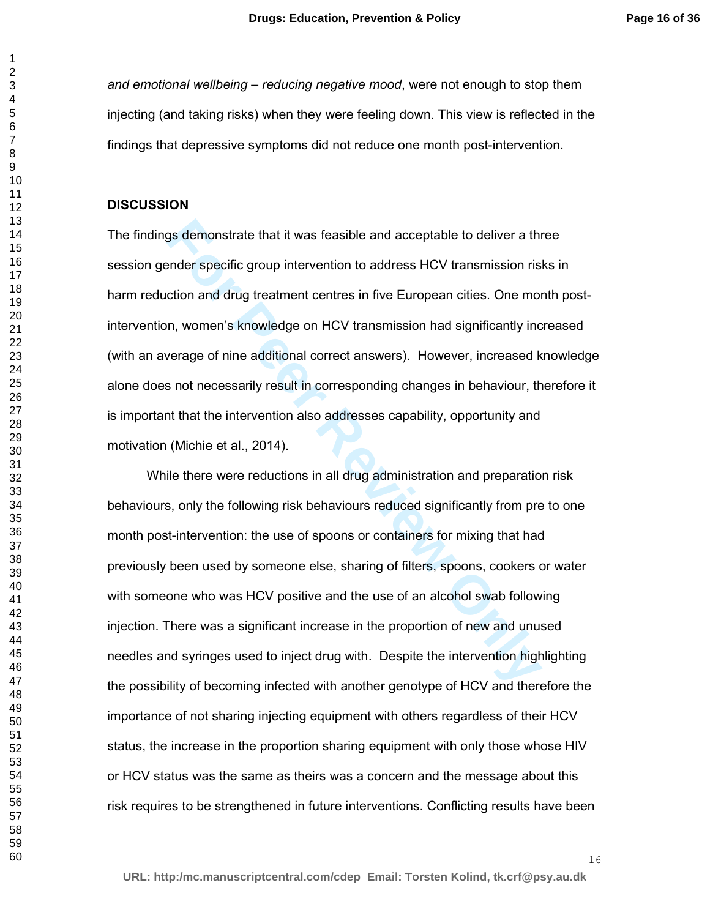*and emotional wellbeing – reducing negative mood*, were not enough to stop them injecting (and taking risks) when they were feeling down. This view is reflected in the findings that depressive symptoms did not reduce one month post-intervention.

## DISCUSSION

The findings demonstrate that it was feasible and acceptable to deliver a three session gender specific group intervention to address HCV transmission risks in harm reduction and drug treatment centres in five European cities. One month post-intervention, women's knowledge on HCV transmission had significantly increased (with an average of nine additional correct answers). However, increased knowledge alone does not necessarily result in corresponding changes in behaviour, therefore it is important that the intervention also addresses capability, opportunity and motivation (Michie et al., 2014).

While there were reductions in all drug administration and preparation risk behaviours, only the following risk behaviours reduced significantly from pre to one month post-intervention: the use of spoons or containers for mixing that had previously been used by someone else, sharing of filters, spoons, cookers or water with someone who was HCV positive and the use of an alcohol swab following injection. There was a significant increase in the proportion of new and unused needles and syringes used to inject drug with. Despite the intervention highlighting the possibility of becoming infected with another genotype of HCV and therefore the importance of not sharing injecting equipment with others regardless of their HCV status, the increase in the proportion sharing equipment with only those whose HIV or HCV status was the same as theirs was a concern and the message about this risk requires to be strengthened in future interventions. Conflicting results have been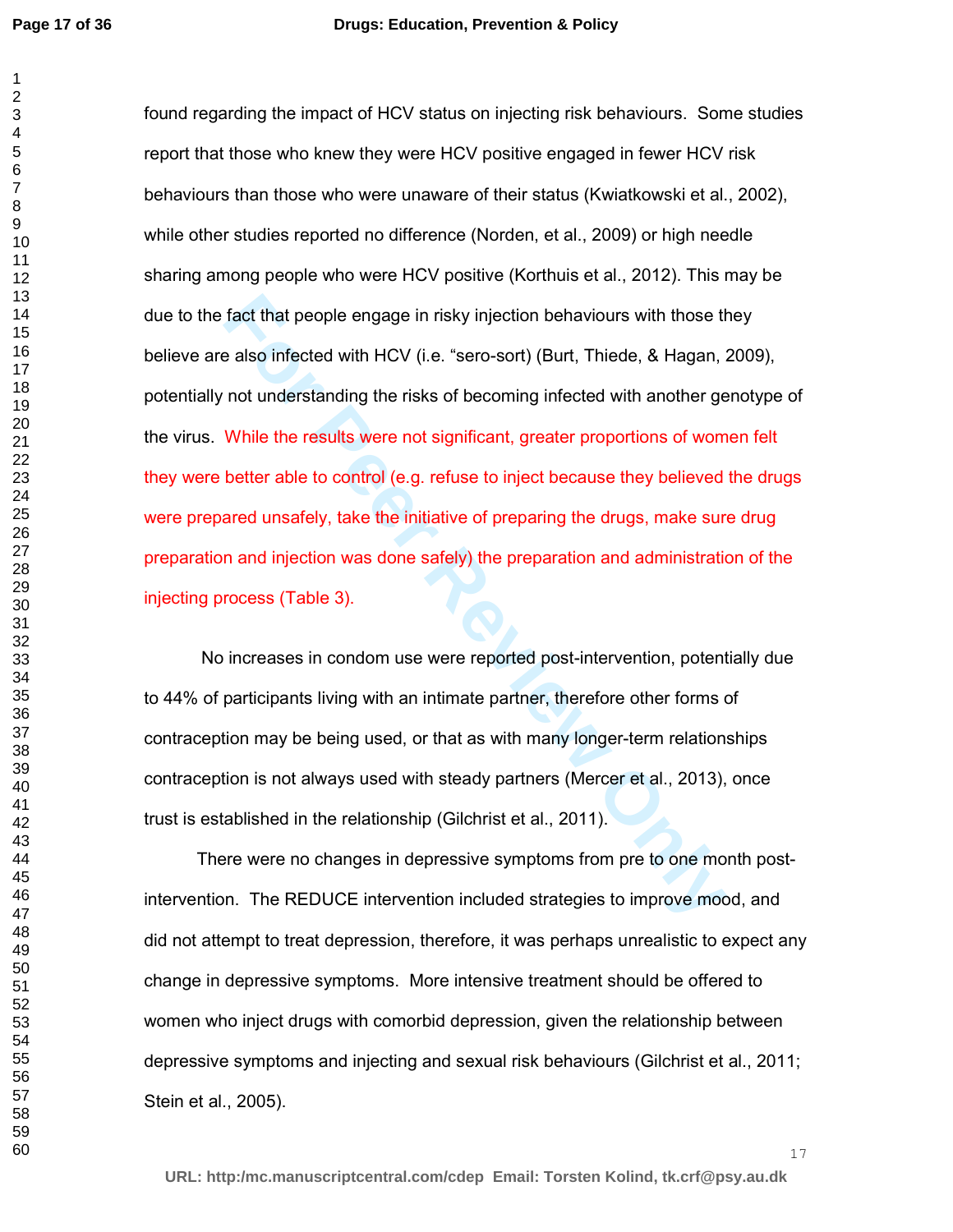found regarding the impact of HCV status on injecting risk behaviours. Some studies report that those who knew they were HCV positive engaged in fewer HCV risk behaviours than those who were unaware of their status (Kwiatkowski et al., 2002), while other studies reported no difference (Norden, et al., 2009) or high needle sharing among people who were HCV positive (Korthuis et al., 2012). This may be due to the fact that people engage in risky injection behaviours with those they believe are also infected with HCV (i.e. "sero-sort) (Burt, Thiede, & Hagan, 2009), potentially not understanding the risks of becoming infected with another genotype of the virus. While the results were not significant, greater proportions of women felt they were better able to control (e.g. refuse to inject because they believed the drugs were prepared unsafely, take the initiative of preparing the drugs, make sure drug preparation and injection was done safely) the preparation and administration of the injecting process (Table 3).

No increases in condom use were reported post-intervention, potentially due to 44% of participants living with an intimate partner, therefore other forms of contraception may be being used, or that as with many longer-term relationships contraception is not always used with steady partners (Mercer et al., 2013), once trust is established in the relationship (Gilchrist et al., 2011).

There were no changes in depressive symptoms from pre to one month post-intervention. The REDUCE intervention included strategies to improve mood, and did not attempt to treat depression, therefore, it was perhaps unrealistic to expect any change in depressive symptoms. More intensive treatment should be offered to women who inject drugs with comorbid depression, given the relationship between depressive symptoms and injecting and sexual risk behaviours (Gilchrist et al., 2011; Stein et al., 2005).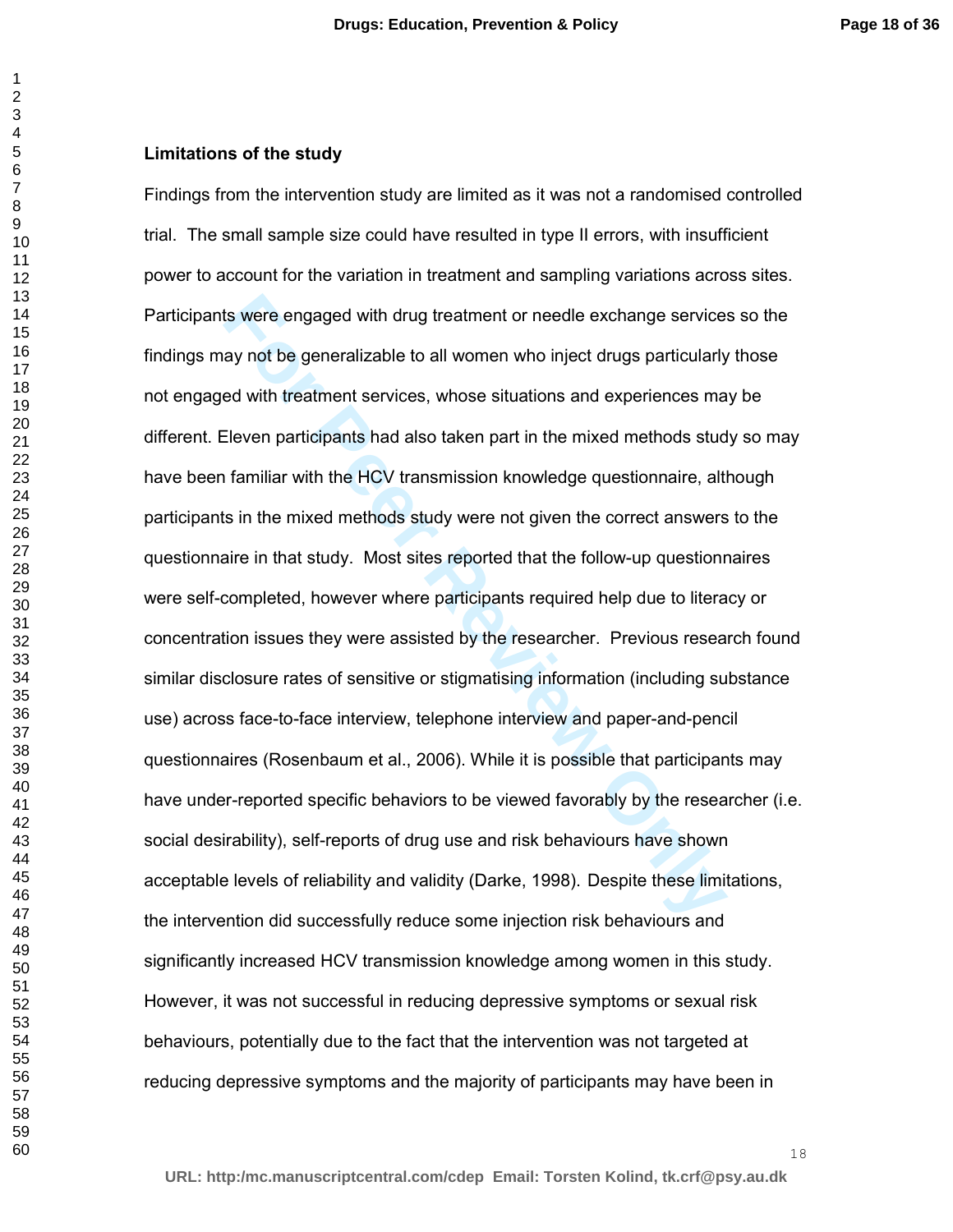### Limitations of the study

Findings from the intervention study are limited as it was not a randomised controlled trial. The small sample size could have resulted in type II errors, with insufficient power to account for the variation in treatment and sampling variations across sites. Participants were engaged with drug treatment or needle exchange services so the findings may not be generalizable to all women who inject drugs particularly those not engaged with treatment services, whose situations and experiences may be different. Eleven participants had also taken part in the mixed methods study so may have been familiar with the HCV transmission knowledge questionnaire, although participants in the mixed methods study were not given the correct answers to the questionnaire in that study. Most sites reported that the follow-up questionnaires were self-completed, however where participants required help due to literacy or concentration issues they were assisted by the researcher. Previous research found similar disclosure rates of sensitive or stigmatising information (including substance use) across face-to-face interview, telephone interview and paper-and-pencil questionnaires (Rosenbaum et al., 2006). While it is possible that participants may have under-reported specific behaviors to be viewed favorably by the researcher (i.e. social desirability), self-reports of drug use and risk behaviours have shown acceptable levels of reliability and validity (Darke, 1998). Despite these limitations, the intervention did successfully reduce some injection risk behaviours and significantly increased HCV transmission knowledge among women in this study. However, it was not successful in reducing depressive symptoms or sexual risk behaviours, potentially due to the fact that the intervention was not targeted at reducing depressive symptoms and the majority of participants may have been in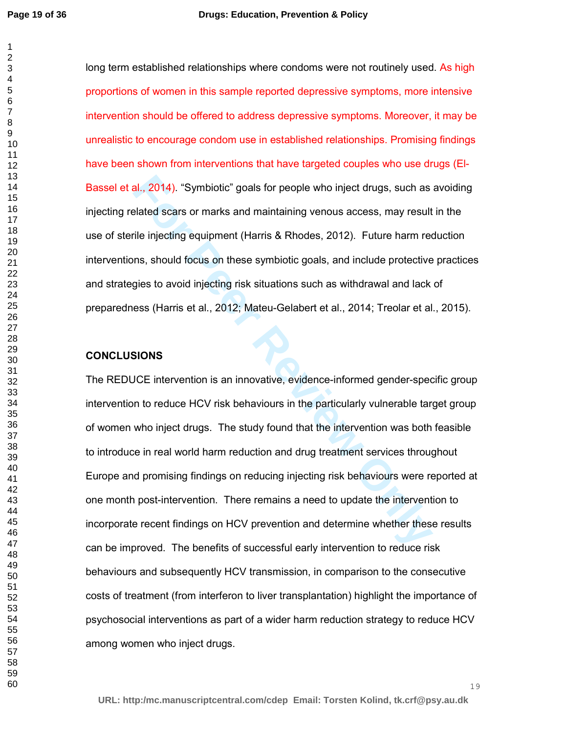long term established relationships where condoms were not routinely used. As high proportions of women in this sample reported depressive symptoms, more intensive intervention should be offered to address depressive symptoms. Moreover, it may be unrealistic to encourage condom use in established relationships. Promising findings have been shown from interventions that have targeted couples who use drugs (El-Bassel et al., 2014). "Symbiotic" goals for people who inject drugs, such as avoiding injecting related scars or marks and maintaining venous access, may result in the use of sterile injecting equipment (Harris & Rhodes, 2012). Future harm reduction interventions, should focus on these symbiotic goals, and include protective practices and strategies to avoid injecting risk situations such as withdrawal and lack of preparedness (Harris et al., 2012; Mateu-Gelabert et al., 2014; Treolar et al., 2015).

## CONCLUSIONS

The REDUCE intervention is an innovative, evidence-informed gender-specific group intervention to reduce HCV risk behaviours in the particularly vulnerable target group of women who inject drugs. The study found that the intervention was both feasible to introduce in real world harm reduction and drug treatment services throughout Europe and promising findings on reducing injecting risk behaviours were reported at one month post-intervention. There remains a need to update the intervention to incorporate recent findings on HCV prevention and determine whether these results can be improved. The benefits of successful early intervention to reduce risk behaviours and subsequently HCV transmission, in comparison to the consecutive costs of treatment (from interferon to liver transplantation) highlight the importance of psychosocial interventions as part of a wider harm reduction strategy to reduce HCV among women who inject drugs.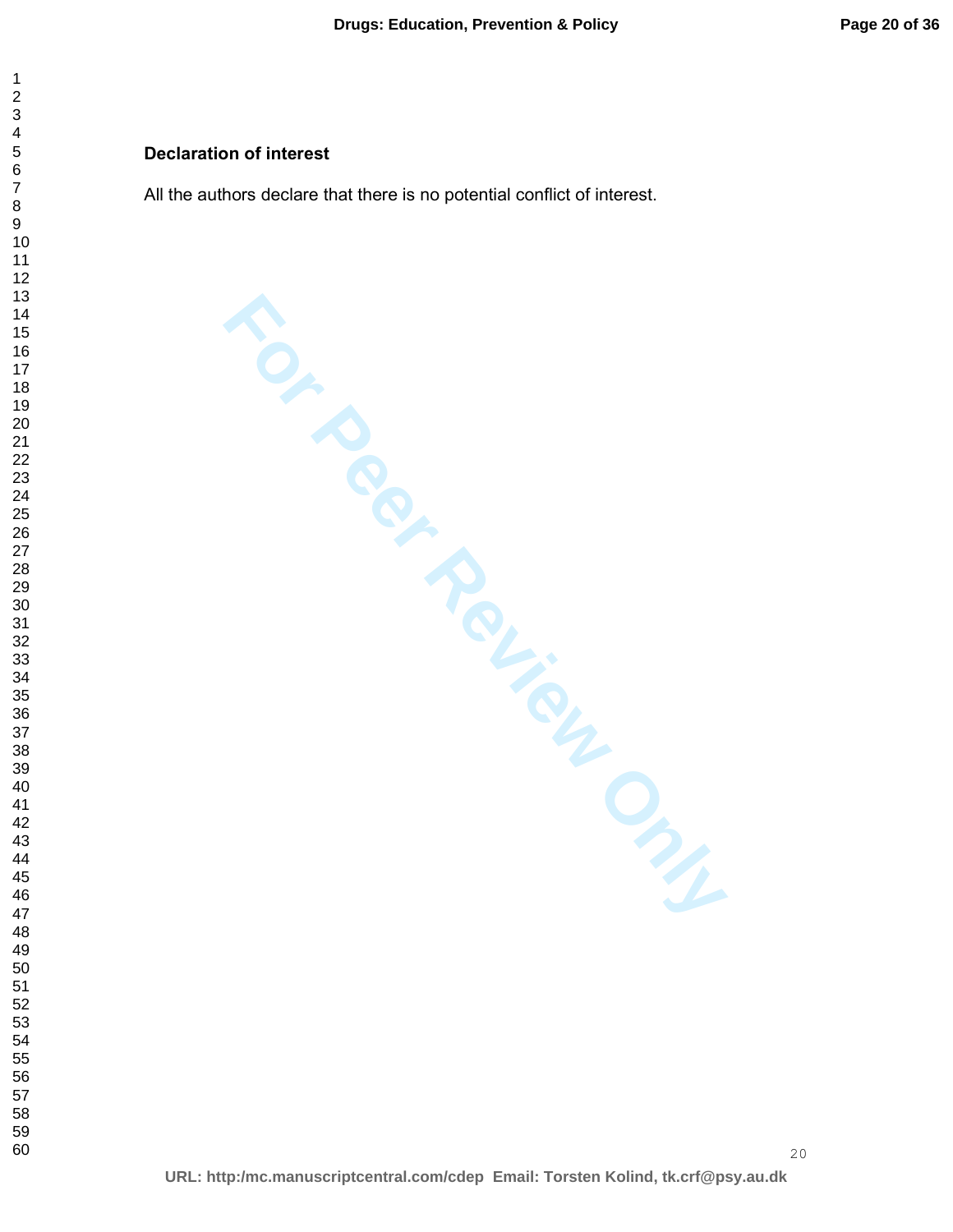**Declaration of interest**

All the authors declare that there is no potential conflict of interest.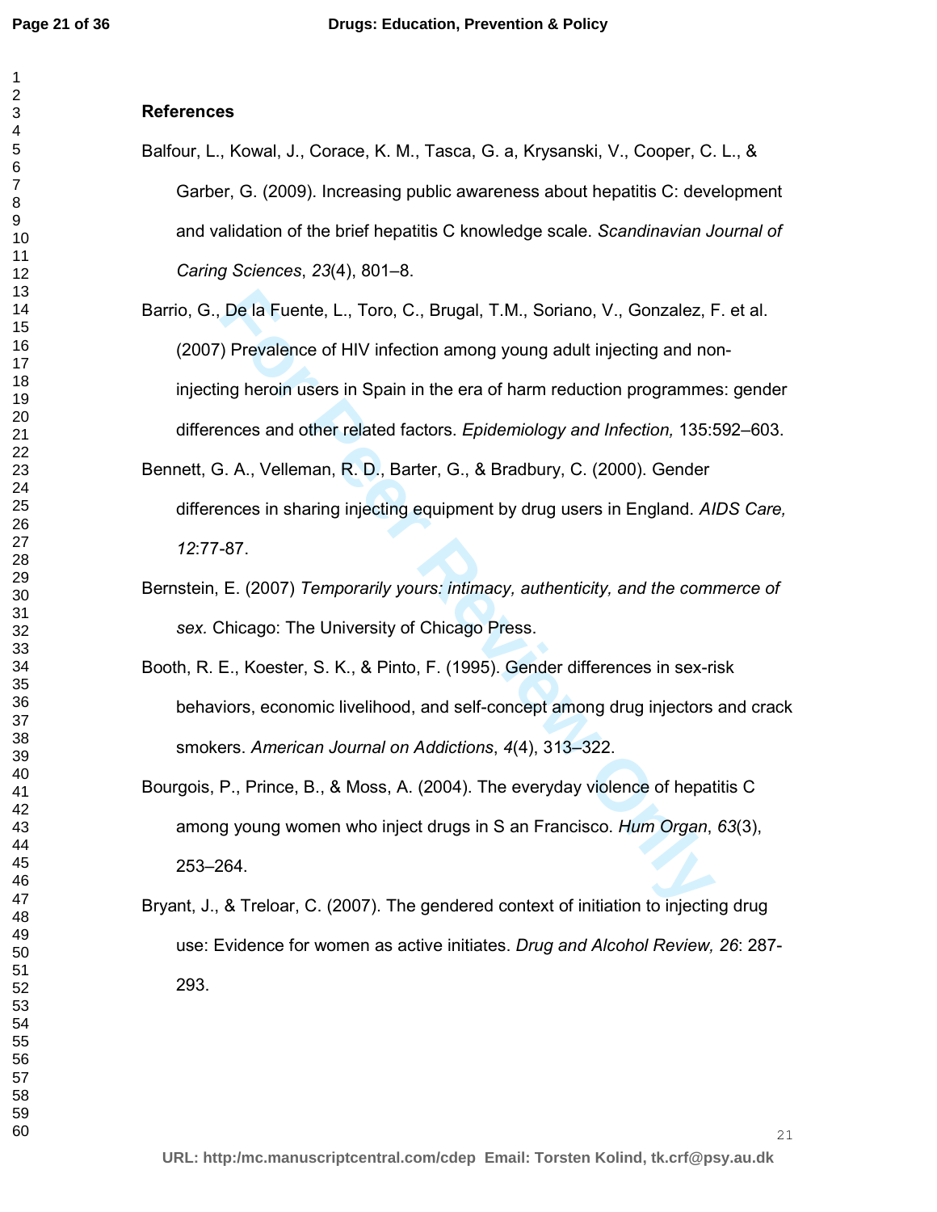## References

Balfour, L., Kowal, J., Corace, K. M., Tasca, G. a, Krysanski, V., Cooper, C. L., & Garber, G. (2009). Increasing public awareness about hepatitis C: development and validation of the brief hepatitis C knowledge scale. *Scandinavian Journal of Caring Sciences*, *23*(4), 801–8.

Barrio, G., De la Fuente, L., Toro, C., Brugal, T.M., Soriano, V., Gonzalez, F. et al. (2007) Prevalence of HIV infection among young adult injecting and non-injecting heroin users in Spain in the era of harm reduction programmes: gender differences and other related factors. *Epidemiology and Infection,* 135:592–603.

Bennett, G. A., Velleman, R. D., Barter, G., & Bradbury, C. (2000). Gender differences in sharing injecting equipment by drug users in England. *AIDS Care, 12*:77-87.

Bernstein, E. (2007) *Temporarily yours: intimacy, authenticity, and the commerce of sex.* Chicago: The University of Chicago Press.

Booth, R. E., Koester, S. K., & Pinto, F. (1995). Gender differences in sex-risk behaviors, economic livelihood, and self-concept among drug injectors and crack smokers. *American Journal on Addictions*, *4*(4), 313–322.

Bourgois, P., Prince, B., & Moss, A. (2004). The everyday violence of hepatitis C among young women who inject drugs in S an Francisco. *Hum Organ*, *63*(3), 253–264.

Bryant, J., & Treloar, C. (2007). The gendered context of initiation to injecting drug use: Evidence for women as active initiates. *Drug and Alcohol Review, 26*: 287-293.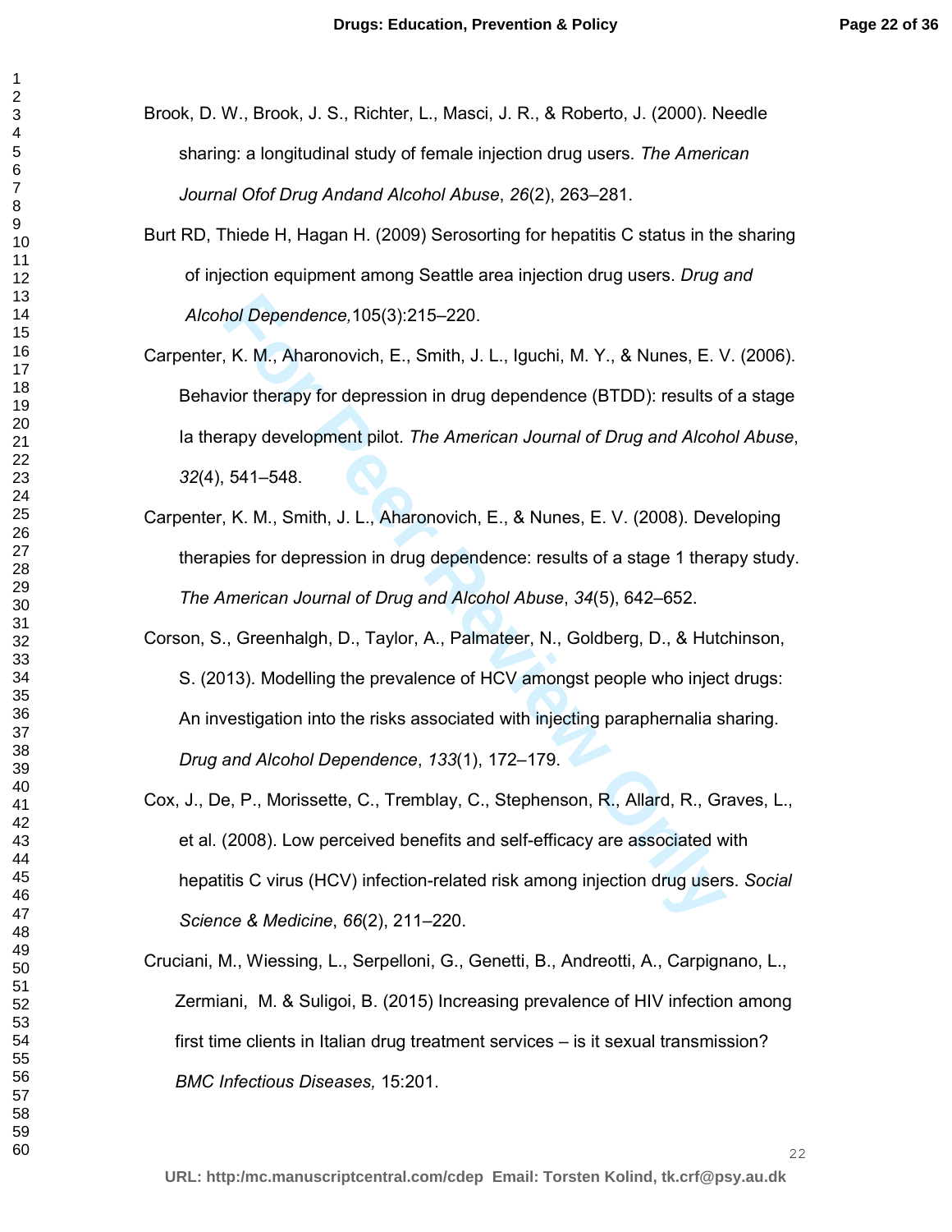Brook, D. W., Brook, J. S., Richter, L., Masci, J. R., & Roberto, J. (2000). Needle sharing: a longitudinal study of female injection drug users. *The American Journal Ofof Drug Andand Alcohol Abuse*, *26*(2), 263–281.

Burt RD, Thiede H, Hagan H. (2009) Serosorting for hepatitis C status in the sharing of injection equipment among Seattle area injection drug users. *Drug and Alcohol Dependence,*105(3):215–220.

Carpenter, K. M., Aharonovich, E., Smith, J. L., Iguchi, M. Y., & Nunes, E. V. (2006). Behavior therapy for depression in drug dependence (BTDD): results of a stage Ia therapy development pilot. *The American Journal of Drug and Alcohol Abuse*, *32*(4), 541–548.

Carpenter, K. M., Smith, J. L., Aharonovich, E., & Nunes, E. V. (2008). Developing therapies for depression in drug dependence: results of a stage 1 therapy study. *The American Journal of Drug and Alcohol Abuse*, *34*(5), 642–652.

Corson, S., Greenhalgh, D., Taylor, A., Palmateer, N., Goldberg, D., & Hutchinson, S. (2013). Modelling the prevalence of HCV amongst people who inject drugs: An investigation into the risks associated with injecting paraphernalia sharing. *Drug and Alcohol Dependence*, *133*(1), 172–179.

Cox, J., De, P., Morissette, C., Tremblay, C., Stephenson, R., Allard, R., Graves, L., et al. (2008). Low perceived benefits and self-efficacy are associated with hepatitis C virus (HCV) infection-related risk among injection drug users. *Social Science & Medicine*, *66*(2), 211–220.

Cruciani, M., Wiessing, L., Serpelloni, G., Genetti, B., Andreotti, A., Carpignano, L., Zermiani, M. & Suligoi, B. (2015) Increasing prevalence of HIV infection among first time clients in Italian drug treatment services – is it sexual transmission? *BMC Infectious Diseases,* 15:201.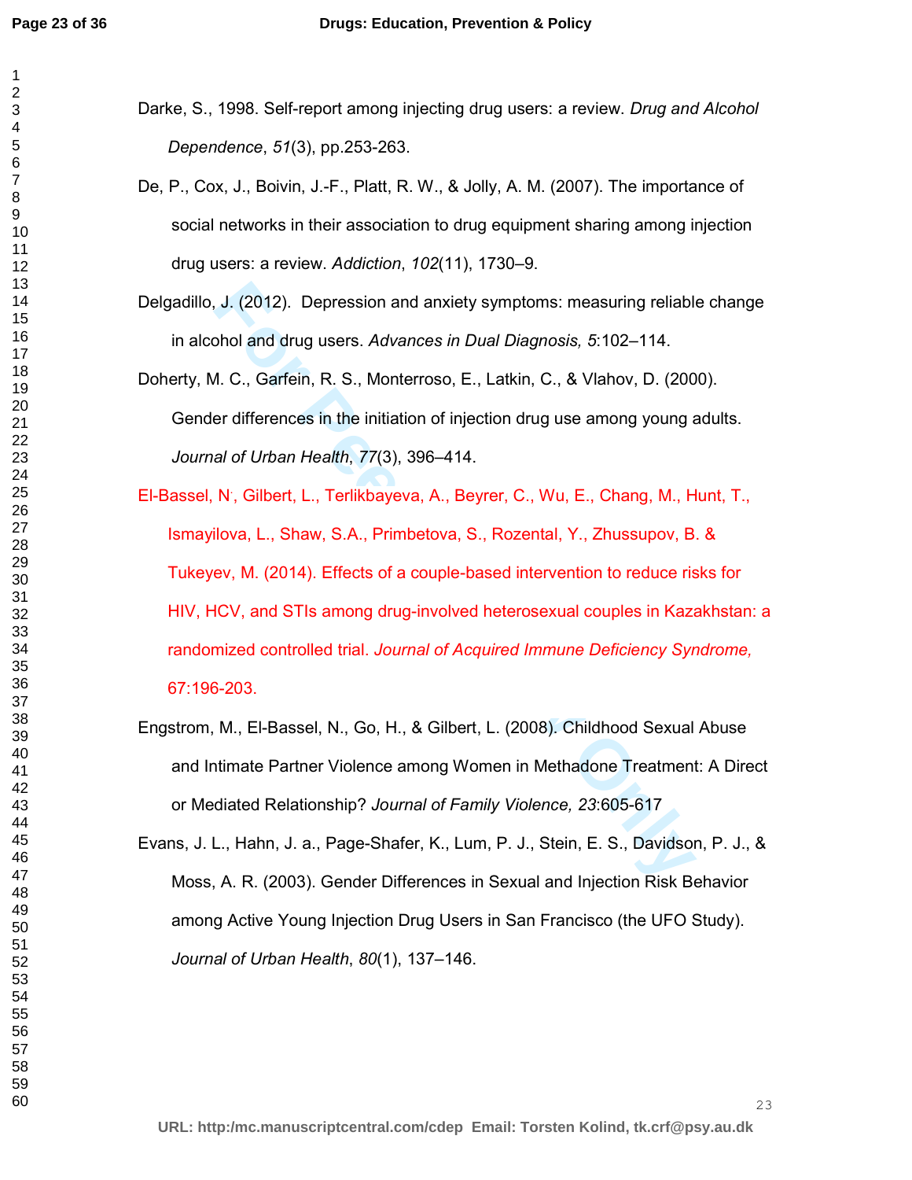Darke, S., 1998. Self-report among injecting drug users: a review. *Drug and Alcohol Dependence*, *51*(3), pp.253-263.

De, P., Cox, J., Boivin, J.-F., Platt, R. W., & Jolly, A. M. (2007). The importance of social networks in their association to drug equipment sharing among injection drug users: a review. *Addiction*, *102*(11), 1730–9.

Delgadillo, J. (2012). Depression and anxiety symptoms: measuring reliable change in alcohol and drug users. *Advances in Dual Diagnosis, 5*:102–114.

Doherty, M. C., Garfein, R. S., Monterroso, E., Latkin, C., & Vlahov, D. (2000). Gender differences in the initiation of injection drug use among young adults. *Journal of Urban Health*, *77*(3), 396–414.

El-Bassel, N., Gilbert, L., Terlikbayeva, A., Beyrer, C., Wu, E., Chang, M., Hunt, T., Ismayilova, L., Shaw, S.A., Primbetova, S., Rozental, Y., Zhussupov, B. & Tukeyev, M. (2014). Effects of a couple-based intervention to reduce risks for HIV, HCV, and STIs among drug-involved heterosexual couples in Kazakhstan: a randomized controlled trial. *Journal of Acquired Immune Deficiency Syndrome,* 67:196-203.

Engstrom, M., El-Bassel, N., Go, H., & Gilbert, L. (2008). Childhood Sexual Abuse and Intimate Partner Violence among Women in Methadone Treatment: A Direct or Mediated Relationship? *Journal of Family Violence, 23*:605-617

Evans, J. L., Hahn, J. a., Page-Shafer, K., Lum, P. J., Stein, E. S., Davidson, P. J., & Moss, A. R. (2003). Gender Differences in Sexual and Injection Risk Behavior among Active Young Injection Drug Users in San Francisco (the UFO Study). *Journal of Urban Health*, *80*(1), 137–146.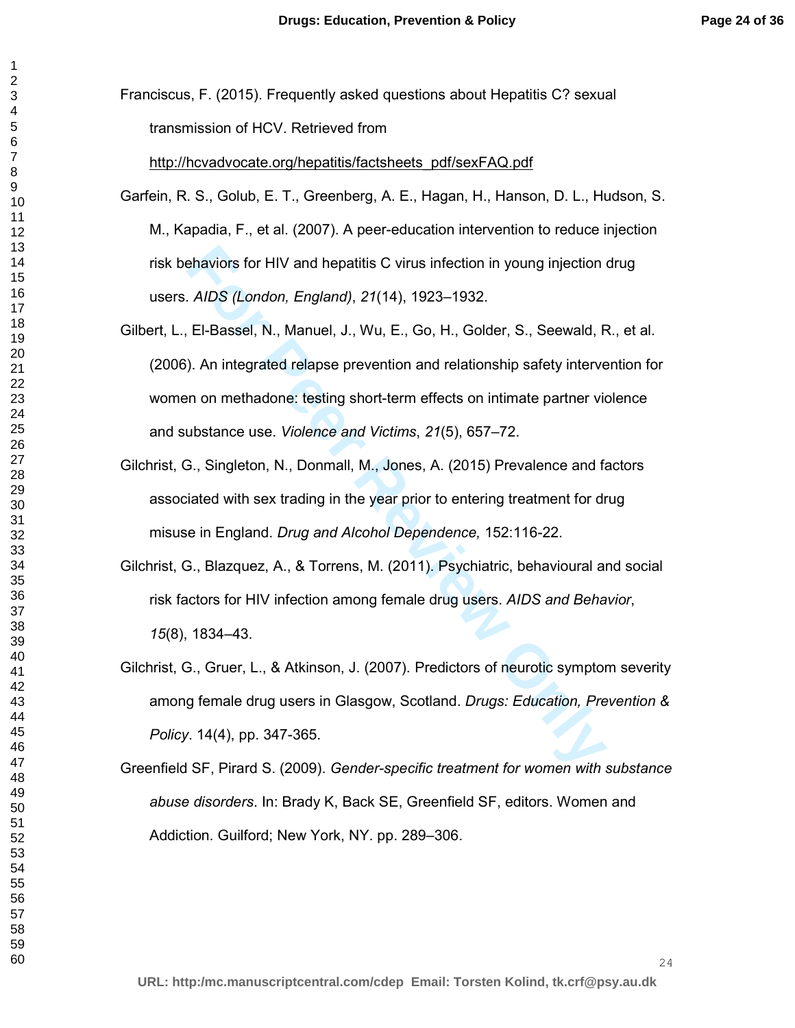Franciscus, F. (2015). Frequently asked questions about Hepatitis C? sexual transmission of HCV. Retrieved from http://hcvadvocate.org/hepatitis/factsheets_pdf/sexFAQ.pdf

Garfein, R. S., Golub, E. T., Greenberg, A. E., Hagan, H., Hanson, D. L., Hudson, S. M., Kapadia, F., et al. (2007). A peer-education intervention to reduce injection risk behaviors for HIV and hepatitis C virus infection in young injection drug users. *AIDS (London, England)*, *21*(14), 1923–1932.

Gilbert, L., El-Bassel, N., Manuel, J., Wu, E., Go, H., Golder, S., Seewald, R., et al. (2006). An integrated relapse prevention and relationship safety intervention for women on methadone: testing short-term effects on intimate partner violence and substance use. *Violence and Victims*, *21*(5), 657–72.

Gilchrist, G., Singleton, N., Donmall, M., Jones, A. (2015) Prevalence and factors associated with sex trading in the year prior to entering treatment for drug misuse in England. *Drug and Alcohol Dependence,* 152:116-22.

Gilchrist, G., Blazquez, A., & Torrens, M. (2011). Psychiatric, behavioural and social risk factors for HIV infection among female drug users. *AIDS and Behavior*, *15*(8), 1834–43.

Gilchrist, G., Gruer, L., & Atkinson, J. (2007). Predictors of neurotic symptom severity among female drug users in Glasgow, Scotland. *Drugs: Education, Prevention & Policy*. 14(4), pp. 347-365.

Greenfield SF, Pirard S. (2009). *Gender-specific treatment for women with substance abuse disorders*. In: Brady K, Back SE, Greenfield SF, editors. Women and Addiction. Guilford; New York, NY. pp. 289–306.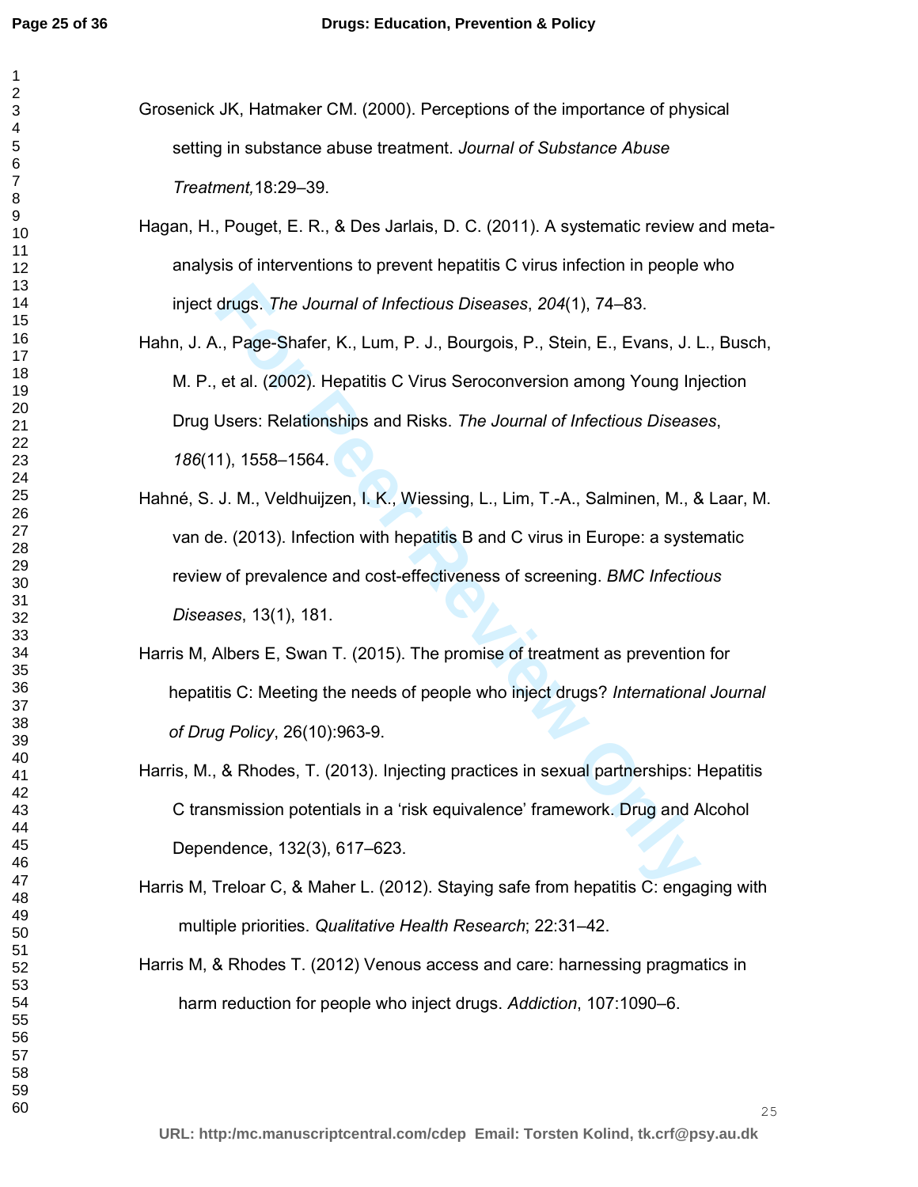Grosenick JK, Hatmaker CM. (2000). Perceptions of the importance of physical setting in substance abuse treatment. *Journal of Substance Abuse Treatment,*18:29–39.

Hagan, H., Pouget, E. R., & Des Jarlais, D. C. (2011). A systematic review and meta-analysis of interventions to prevent hepatitis C virus infection in people who inject drugs. *The Journal of Infectious Diseases*, *204*(1), 74–83.

Hahn, J. A., Page-Shafer, K., Lum, P. J., Bourgois, P., Stein, E., Evans, J. L., Busch, M. P., et al. (2002). Hepatitis C Virus Seroconversion among Young Injection Drug Users: Relationships and Risks. *The Journal of Infectious Diseases*, *186*(11), 1558–1564.

Hahné, S. J. M., Veldhuijzen, I. K., Wiessing, L., Lim, T.-A., Salminen, M., & Laar, M. van de. (2013). Infection with hepatitis B and C virus in Europe: a systematic review of prevalence and cost-effectiveness of screening. *BMC Infectious Diseases*, 13(1), 181.

Harris M, Albers E, Swan T. (2015). The promise of treatment as prevention for hepatitis C: Meeting the needs of people who inject drugs? *International Journal of Drug Policy*, 26(10):963-9.

Harris, M., & Rhodes, T. (2013). Injecting practices in sexual partnerships: Hepatitis C transmission potentials in a 'risk equivalence' framework. Drug and Alcohol Dependence, 132(3), 617–623.

Harris M, Treloar C, & Maher L. (2012). Staying safe from hepatitis C: engaging with multiple priorities. *Qualitative Health Research*; 22:31–42.

Harris M, & Rhodes T. (2012) Venous access and care: harnessing pragmatics in harm reduction for people who inject drugs. *Addiction*, 107:1090–6.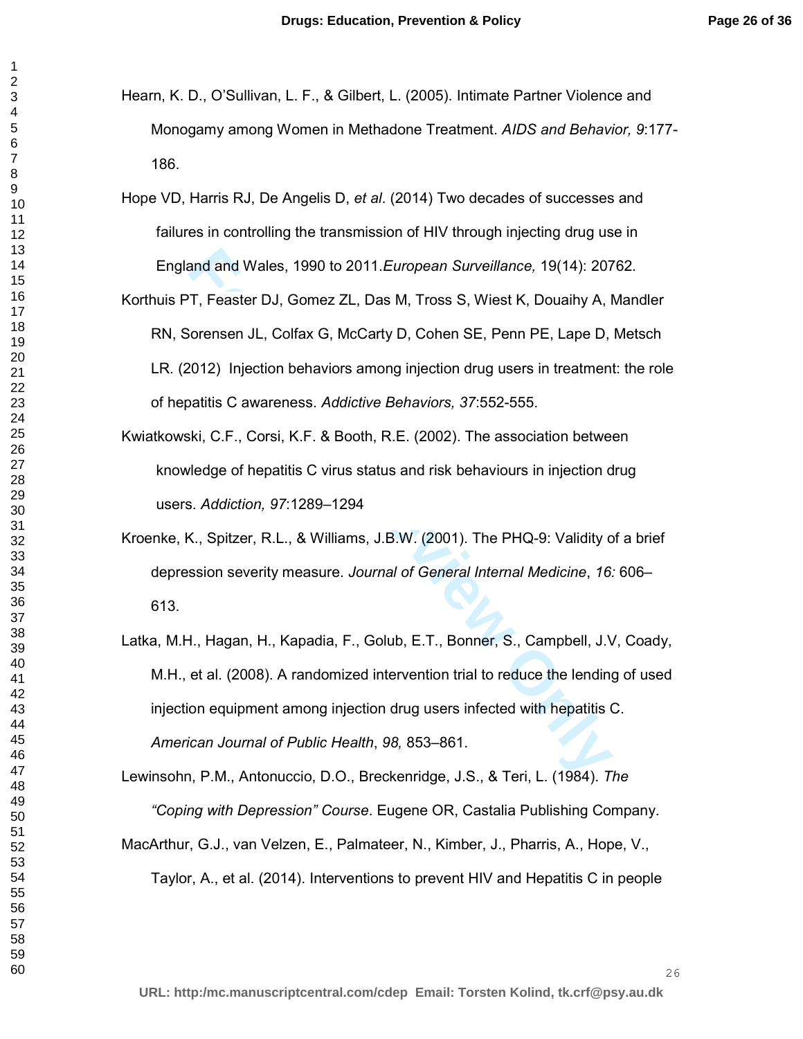Hearn, K. D., O'Sullivan, L. F., & Gilbert, L. (2005). Intimate Partner Violence and Monogamy among Women in Methadone Treatment. *AIDS and Behavior, 9*:177-186.

Hope VD, Harris RJ, De Angelis D, *et al*. (2014) Two decades of successes and failures in controlling the transmission of HIV through injecting drug use in England and Wales, 1990 to 2011.*European Surveillance,* 19(14): 20762.

Korthuis PT, Feaster DJ, Gomez ZL, Das M, Tross S, Wiest K, Douaihy A, Mandler RN, Sorensen JL, Colfax G, McCarty D, Cohen SE, Penn PE, Lape D, Metsch LR. (2012) Injection behaviors among injection drug users in treatment: the role of hepatitis C awareness. *Addictive Behaviors, 37*:552-555.

Kwiatkowski, C.F., Corsi, K.F. & Booth, R.E. (2002). The association between knowledge of hepatitis C virus status and risk behaviours in injection drug users. *Addiction, 97*:1289–1294

Kroenke, K., Spitzer, R.L., & Williams, J.B.W. (2001). The PHQ-9: Validity of a brief depression severity measure. *Journal of General Internal Medicine*, *16:* 606–613.

Latka, M.H., Hagan, H., Kapadia, F., Golub, E.T., Bonner, S., Campbell, J.V, Coady, M.H., et al. (2008). A randomized intervention trial to reduce the lending of used injection equipment among injection drug users infected with hepatitis C. *American Journal of Public Health*, *98,* 853–861.

Lewinsohn, P.M., Antonuccio, D.O., Breckenridge, J.S., & Teri, L. (1984). *The "Coping with Depression" Course*. Eugene OR, Castalia Publishing Company.

MacArthur, G.J., van Velzen, E., Palmateer, N., Kimber, J., Pharris, A., Hope, V., Taylor, A., et al. (2014). Interventions to prevent HIV and Hepatitis C in people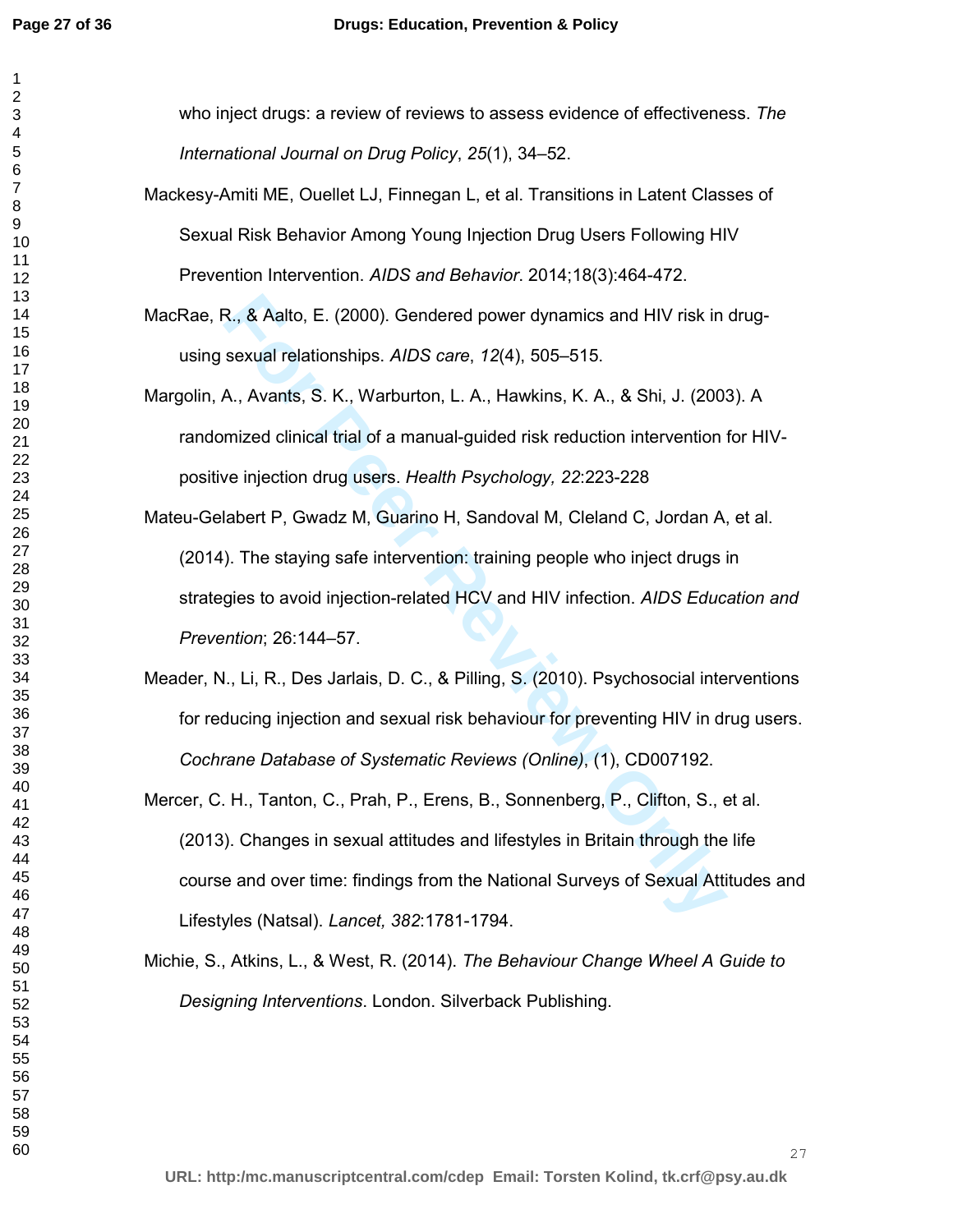who inject drugs: a review of reviews to assess evidence of effectiveness. *The International Journal on Drug Policy*, *25*(1), 34–52.

Mackesy-Amiti ME, Ouellet LJ, Finnegan L, et al. Transitions in Latent Classes of Sexual Risk Behavior Among Young Injection Drug Users Following HIV Prevention Intervention. *AIDS and Behavior*. 2014;18(3):464-472.

MacRae, R., & Aalto, E. (2000). Gendered power dynamics and HIV risk in drug-using sexual relationships. *AIDS care*, *12*(4), 505–515.

Margolin, A., Avants, S. K., Warburton, L. A., Hawkins, K. A., & Shi, J. (2003). A randomized clinical trial of a manual-guided risk reduction intervention for HIV-positive injection drug users. *Health Psychology, 22*:223-228

Mateu-Gelabert P, Gwadz M, Guarino H, Sandoval M, Cleland C, Jordan A, et al. (2014). The staying safe intervention: training people who inject drugs in strategies to avoid injection-related HCV and HIV infection. *AIDS Education and Prevention*; 26:144–57.

Meader, N., Li, R., Des Jarlais, D. C., & Pilling, S. (2010). Psychosocial interventions for reducing injection and sexual risk behaviour for preventing HIV in drug users. *Cochrane Database of Systematic Reviews (Online)*, (1), CD007192.

Mercer, C. H., Tanton, C., Prah, P., Erens, B., Sonnenberg, P., Clifton, S., et al. (2013). Changes in sexual attitudes and lifestyles in Britain through the life course and over time: findings from the National Surveys of Sexual Attitudes and Lifestyles (Natsal). *Lancet, 382*:1781-1794.

Michie, S., Atkins, L., & West, R. (2014). *The Behaviour Change Wheel A Guide to Designing Interventions*. London. Silverback Publishing.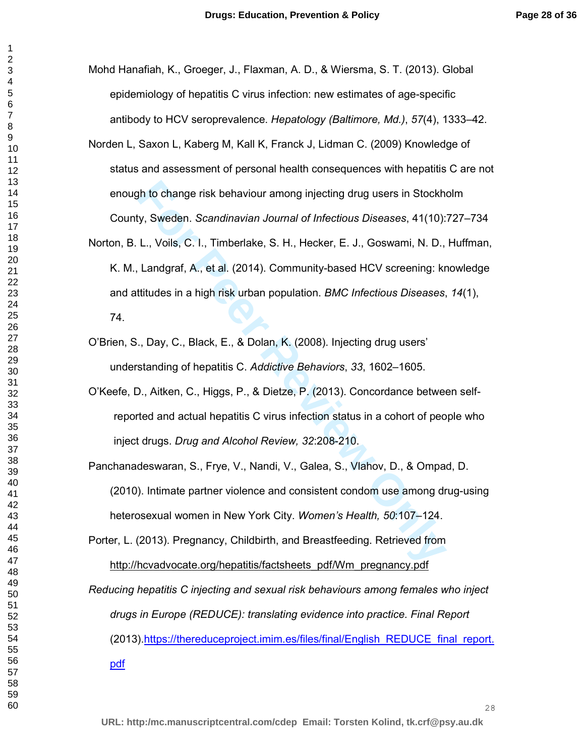Mohd Hanafiah, K., Groeger, J., Flaxman, A. D., & Wiersma, S. T. (2013). Global epidemiology of hepatitis C virus infection: new estimates of age-specific antibody to HCV seroprevalence. *Hepatology (Baltimore, Md.)*, *57*(4), 1333–42.

Norden L, Saxon L, Kaberg M, Kall K, Franck J, Lidman C. (2009) Knowledge of status and assessment of personal health consequences with hepatitis C are not enough to change risk behaviour among injecting drug users in Stockholm County, Sweden. *Scandinavian Journal of Infectious Diseases*, 41(10):727–734

Norton, B. L., Voils, C. I., Timberlake, S. H., Hecker, E. J., Goswami, N. D., Huffman, K. M., Landgraf, A., et al. (2014). Community-based HCV screening: knowledge and attitudes in a high risk urban population. *BMC Infectious Diseases*, *14*(1), 74.

O'Brien, S., Day, C., Black, E., & Dolan, K. (2008). Injecting drug users' understanding of hepatitis C. *Addictive Behaviors*, *33*, 1602–1605.

O'Keefe, D., Aitken, C., Higgs, P., & Dietze, P. (2013). Concordance between self-reported and actual hepatitis C virus infection status in a cohort of people who inject drugs. *Drug and Alcohol Review, 32*:208-210.

Panchanadeswaran, S., Frye, V., Nandi, V., Galea, S., Vlahov, D., & Ompad, D. (2010). Intimate partner violence and consistent condom use among drug-using heterosexual women in New York City. *Women's Health, 50*:107–124.

Porter, L. (2013). Pregnancy, Childbirth, and Breastfeeding. Retrieved from http://hcvadvocate.org/hepatitis/factsheets_pdf/Wm_pregnancy.pdf

*Reducing hepatitis C injecting and sexual risk behaviours among females who inject drugs in Europe (REDUCE): translating evidence into practice. Final Report* (2013).https://thereduceproject.imim.es/files/final/English_REDUCE_final_report.pdf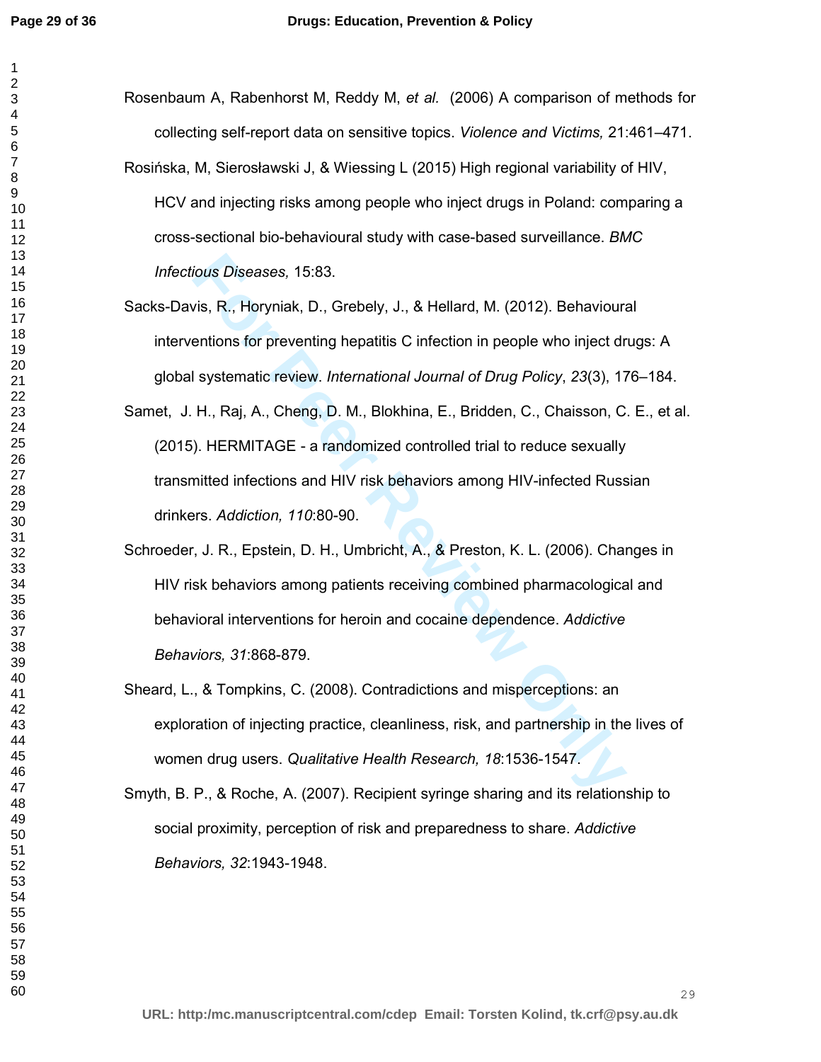Rosenbaum A, Rabenhorst M, Reddy M, *et al.* (2006) A comparison of methods for collecting self-report data on sensitive topics. *Violence and Victims,* 21:461–471.

Rosińska, M, Sierosławski J, & Wiessing L (2015) High regional variability of HIV, HCV and injecting risks among people who inject drugs in Poland: comparing a cross-sectional bio-behavioural study with case-based surveillance. *BMC Infectious Diseases,* 15:83.

Sacks-Davis, R., Horyniak, D., Grebely, J., & Hellard, M. (2012). Behavioural interventions for preventing hepatitis C infection in people who inject drugs: A global systematic review. *International Journal of Drug Policy*, *23*(3), 176–184.

Samet, J. H., Raj, A., Cheng, D. M., Blokhina, E., Bridden, C., Chaisson, C. E., et al. (2015). HERMITAGE - a randomized controlled trial to reduce sexually transmitted infections and HIV risk behaviors among HIV-infected Russian drinkers. *Addiction, 110*:80-90.

Schroeder, J. R., Epstein, D. H., Umbricht, A., & Preston, K. L. (2006). Changes in HIV risk behaviors among patients receiving combined pharmacological and behavioral interventions for heroin and cocaine dependence. *Addictive Behaviors, 31*:868-879.

Sheard, L., & Tompkins, C. (2008). Contradictions and misperceptions: an exploration of injecting practice, cleanliness, risk, and partnership in the lives of women drug users. *Qualitative Health Research, 18*:1536-1547.

Smyth, B. P., & Roche, A. (2007). Recipient syringe sharing and its relationship to social proximity, perception of risk and preparedness to share. *Addictive Behaviors, 32*:1943-1948.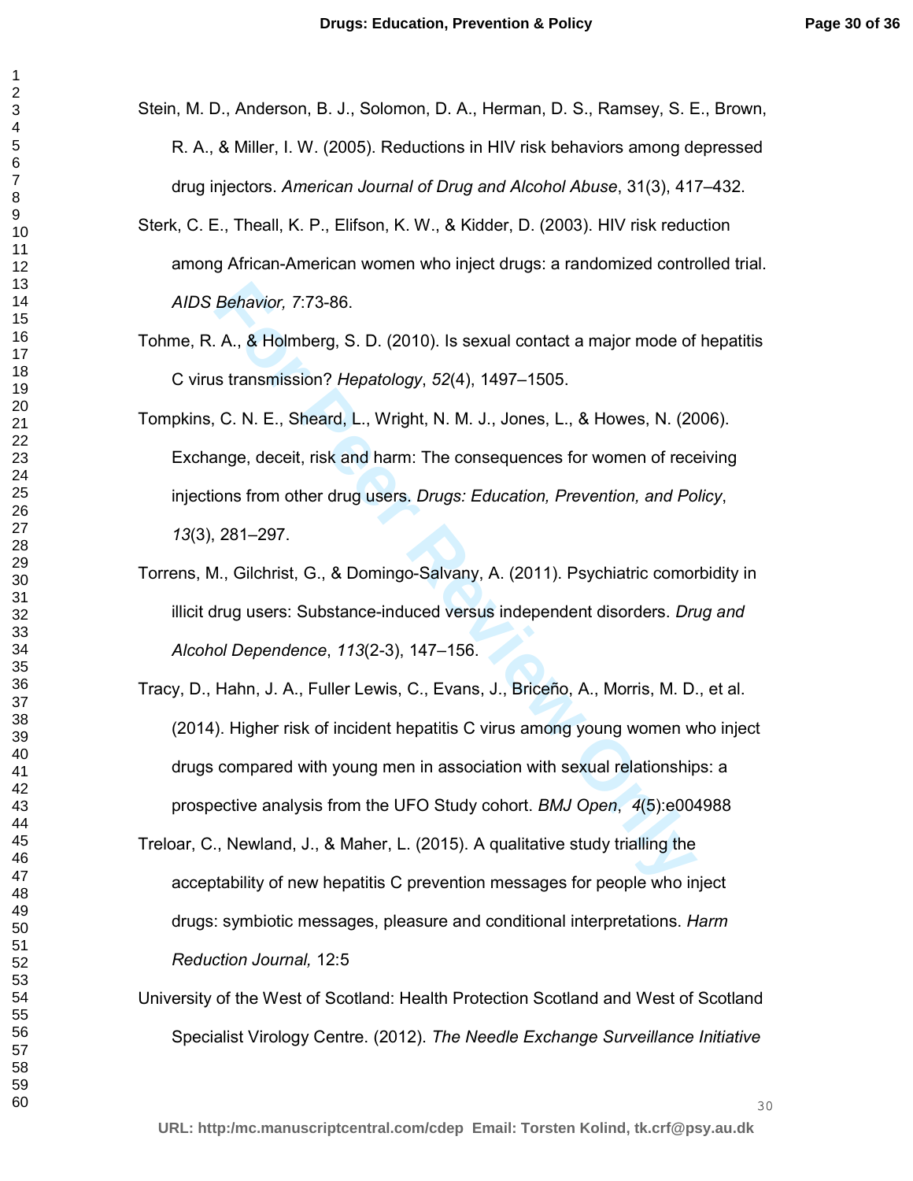Stein, M. D., Anderson, B. J., Solomon, D. A., Herman, D. S., Ramsey, S. E., Brown, R. A., & Miller, I. W. (2005). Reductions in HIV risk behaviors among depressed drug injectors. *American Journal of Drug and Alcohol Abuse*, 31(3), 417–432.

Sterk, C. E., Theall, K. P., Elifson, K. W., & Kidder, D. (2003). HIV risk reduction among African-American women who inject drugs: a randomized controlled trial. *AIDS Behavior, 7*:73-86.

Tohme, R. A., & Holmberg, S. D. (2010). Is sexual contact a major mode of hepatitis C virus transmission? *Hepatology*, *52*(4), 1497–1505.

Tompkins, C. N. E., Sheard, L., Wright, N. M. J., Jones, L., & Howes, N. (2006). Exchange, deceit, risk and harm: The consequences for women of receiving injections from other drug users. *Drugs: Education, Prevention, and Policy*, *13*(3), 281–297.

Torrens, M., Gilchrist, G., & Domingo-Salvany, A. (2011). Psychiatric comorbidity in illicit drug users: Substance-induced versus independent disorders. *Drug and Alcohol Dependence*, *113*(2-3), 147–156.

Tracy, D., Hahn, J. A., Fuller Lewis, C., Evans, J., Briceño, A., Morris, M. D., et al. (2014). Higher risk of incident hepatitis C virus among young women who inject drugs compared with young men in association with sexual relationships: a prospective analysis from the UFO Study cohort. *BMJ Open*, *4*(5):e004988

Treloar, C., Newland, J., & Maher, L. (2015). A qualitative study trialling the acceptability of new hepatitis C prevention messages for people who inject drugs: symbiotic messages, pleasure and conditional interpretations. *Harm Reduction Journal,* 12:5

University of the West of Scotland: Health Protection Scotland and West of Scotland Specialist Virology Centre. (2012). *The Needle Exchange Surveillance Initiative*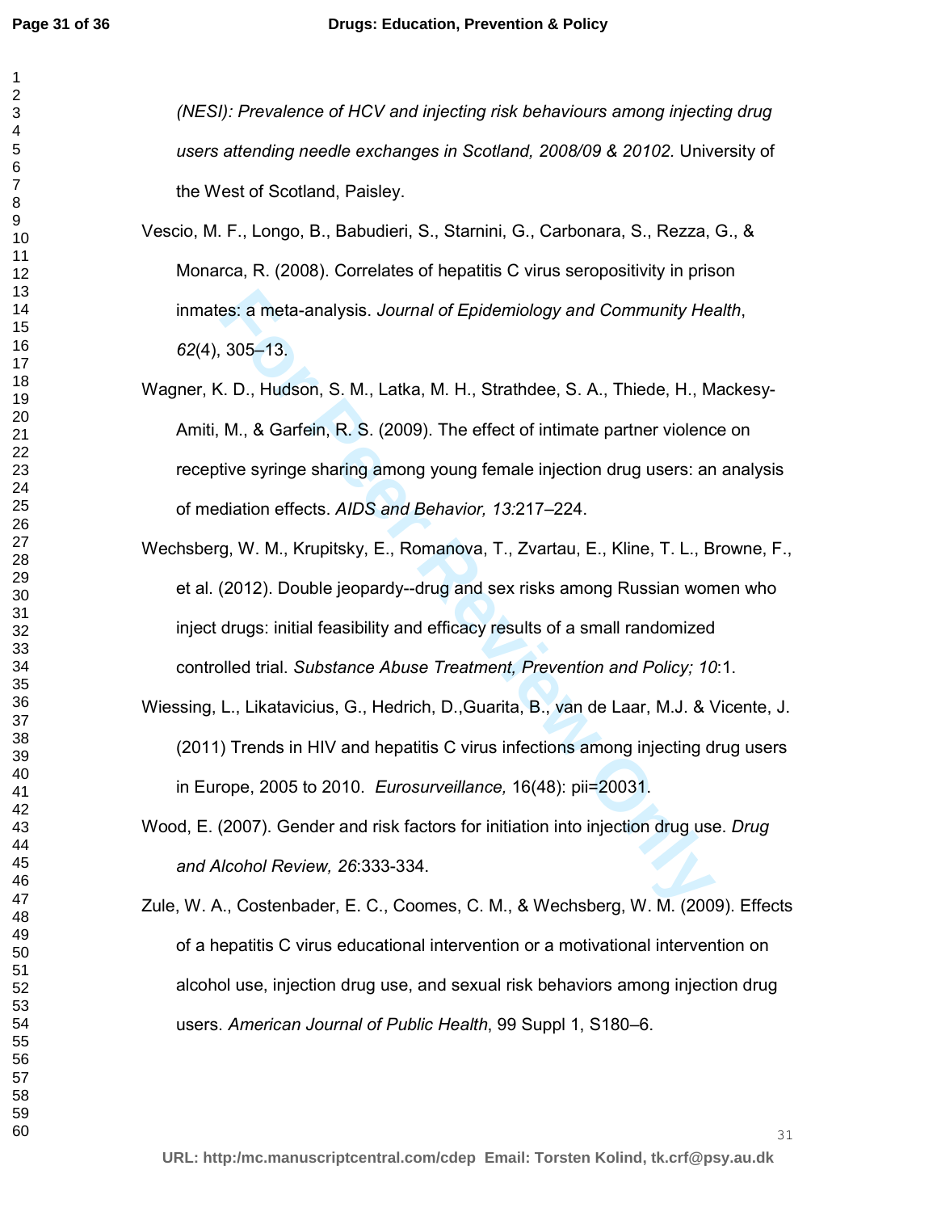(NESI): *Prevalence of HCV and injecting risk behaviours among injecting drug users attending needle exchanges in Scotland, 2008/09 & 20102*. University of the West of Scotland, Paisley.

Vescio, M. F., Longo, B., Babudieri, S., Starnini, G., Carbonara, S., Rezza, G., & Monarca, R. (2008). Correlates of hepatitis C virus seropositivity in prison inmates: a meta-analysis. *Journal of Epidemiology and Community Health*, *62*(4), 305–13.

Wagner, K. D., Hudson, S. M., Latka, M. H., Strathdee, S. A., Thiede, H., Mackesy-Amiti, M., & Garfein, R. S. (2009). The effect of intimate partner violence on receptive syringe sharing among young female injection drug users: an analysis of mediation effects. *AIDS and Behavior, 13:*217–224.

Wechsberg, W. M., Krupitsky, E., Romanova, T., Zvartau, E., Kline, T. L., Browne, F., et al. (2012). Double jeopardy--drug and sex risks among Russian women who inject drugs: initial feasibility and efficacy results of a small randomized controlled trial. *Substance Abuse Treatment, Prevention and Policy; 10*:1.

Wiessing, L., Likatavicius, G., Hedrich, D.,Guarita, B., van de Laar, M.J. & Vicente, J. (2011) Trends in HIV and hepatitis C virus infections among injecting drug users in Europe, 2005 to 2010. *Eurosurveillance,* 16(48): pii=20031.

Wood, E. (2007). Gender and risk factors for initiation into injection drug use. *Drug and Alcohol Review, 26*:333-334.

Zule, W. A., Costenbader, E. C., Coomes, C. M., & Wechsberg, W. M. (2009). Effects of a hepatitis C virus educational intervention or a motivational intervention on alcohol use, injection drug use, and sexual risk behaviors among injection drug users. *American Journal of Public Health*, 99 Suppl 1, S180–6.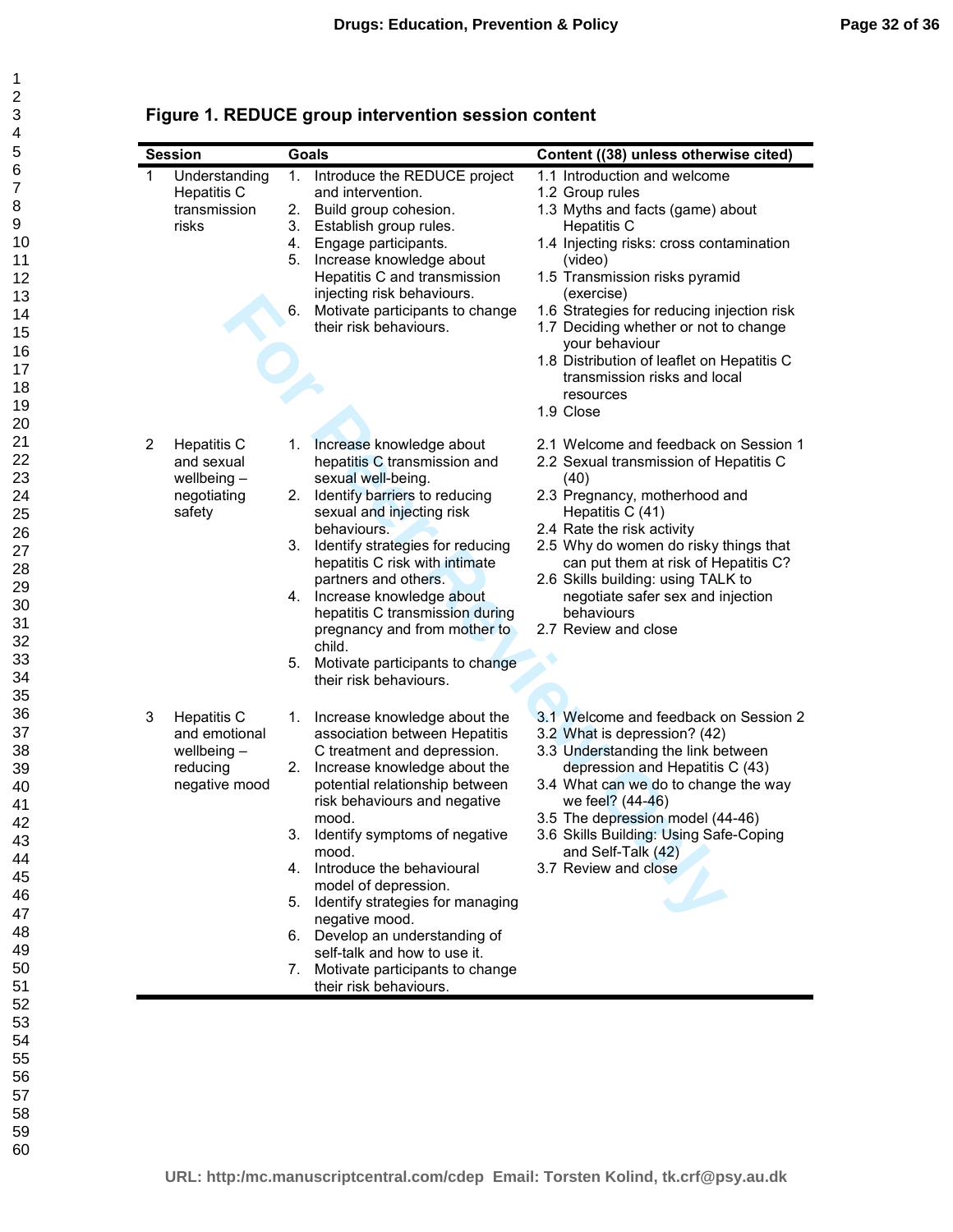**Figure 1. REDUCE group intervention session content**

| Session | | Goals | Content ((38) unless otherwise cited) |
|---|---|---|---|
| 1 | Understanding Hepatitis C transmission risks | 1. Introduce the REDUCE project and intervention.<br>2. Build group cohesion.<br>3. Establish group rules.<br>4. Engage participants.<br>5. Increase knowledge about Hepatitis C and transmission injecting risk behaviours.<br>6. Motivate participants to change their risk behaviours. | 1.1 Introduction and welcome<br>1.2 Group rules<br>1.3 Myths and facts (game) about Hepatitis C<br>1.4 Injecting risks: cross contamination (video)<br>1.5 Transmission risks pyramid (exercise)<br>1.6 Strategies for reducing injection risk<br>1.7 Deciding whether or not to change your behaviour<br>1.8 Distribution of leaflet on Hepatitis C transmission risks and local resources<br>1.9 Close |
| 2 | Hepatitis C and sexual wellbeing – negotiating safety | 1. Increase knowledge about hepatitis C transmission and sexual well-being.<br>2. Identify barriers to reducing sexual and injecting risk behaviours.<br>3. Identify strategies for reducing hepatitis C risk with intimate partners and others.<br>4. Increase knowledge about hepatitis C transmission during pregnancy and from mother to child.<br>5. Motivate participants to change their risk behaviours. | 2.1 Welcome and feedback on Session 1<br>2.2 Sexual transmission of Hepatitis C (40)<br>2.3 Pregnancy, motherhood and Hepatitis C (41)<br>2.4 Rate the risk activity<br>2.5 Why do women do risky things that can put them at risk of Hepatitis C?<br>2.6 Skills building: using TALK to negotiate safer sex and injection behaviours<br>2.7 Review and close |
| 3 | Hepatitis C and emotional wellbeing – reducing negative mood | 1. Increase knowledge about the association between Hepatitis C treatment and depression.<br>2. Increase knowledge about the potential relationship between risk behaviours and negative mood.<br>3. Identify symptoms of negative mood.<br>4. Introduce the behavioural model of depression.<br>5. Identify strategies for managing negative mood.<br>6. Develop an understanding of self-talk and how to use it.<br>7. Motivate participants to change their risk behaviours. | 3.1 Welcome and feedback on Session 2<br>3.2 What is depression? (42)<br>3.3 Understanding the link between depression and Hepatitis C (43)<br>3.4 What can we do to change the way we feel? (44-46)<br>3.5 The depression model (44-46)<br>3.6 Skills Building: Using Safe-Coping and Self-Talk (42)<br>3.7 Review and close |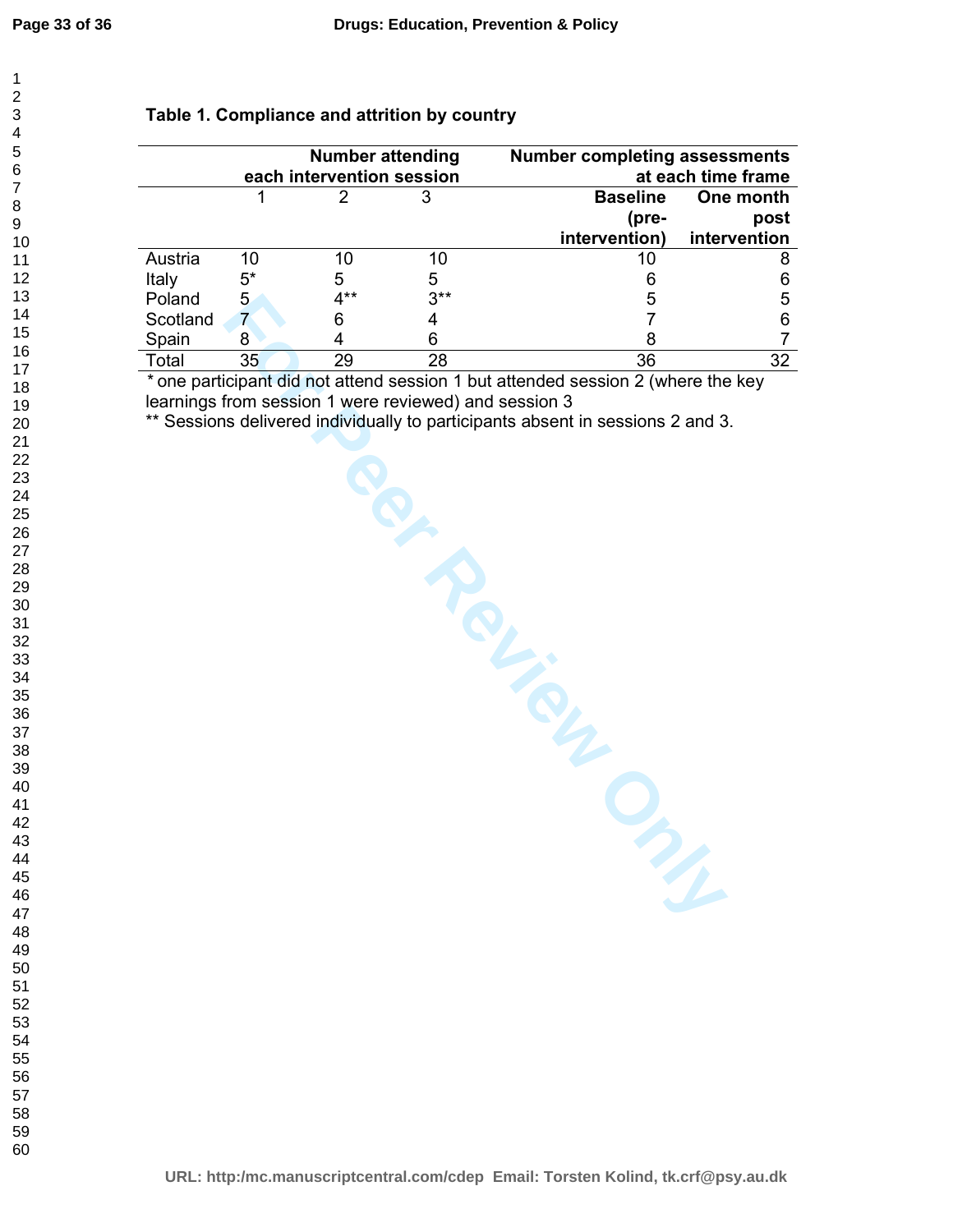**Table 1. Compliance and attrition by country**

| | Number attending each intervention session | | | Number completing assessments at each time frame | |
|---|---|---|---|---|---|
| | 1 | 2 | 3 | Baseline (pre-intervention) | One month post intervention |
| Austria | 10 | 10 | 10 | 10 | 8 |
| Italy | 5* | 5 | 5 | 6 | 6 |
| Poland | 5 | 4** | 3** | 5 | 5 |
| Scotland | 7 | 6 | 4 | 7 | 6 |
| Spain | 8 | 4 | 6 | 8 | 7 |
| Total | 35 | 29 | 28 | 36 | 32 |

* one participant did not attend session 1 but attended session 2 (where the key learnings from session 1 were reviewed) and session 3

** Sessions delivered individually to participants absent in sessions 2 and 3.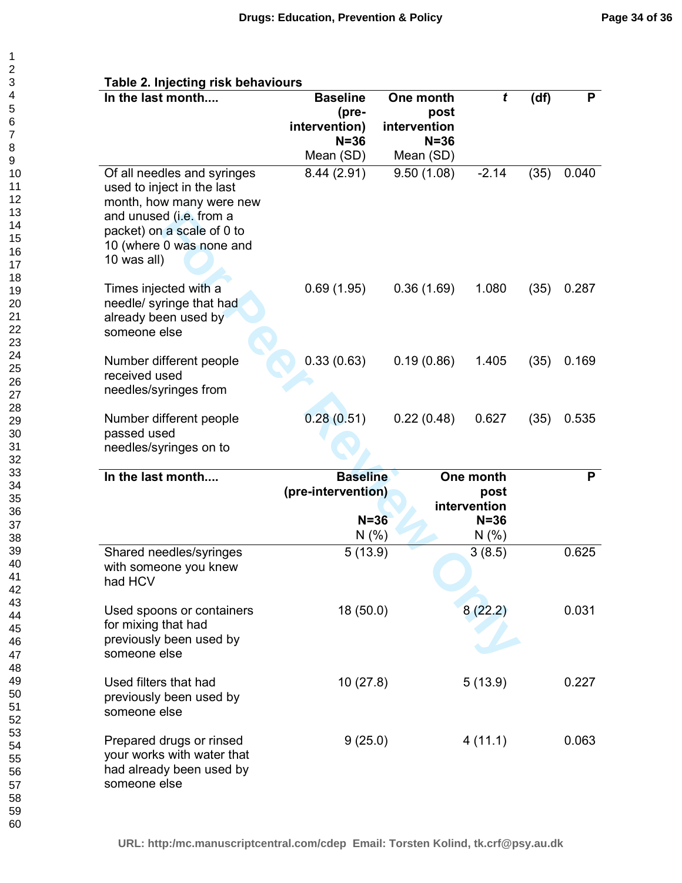**Table 2. Injecting risk behaviours**

| In the last month.... | Baseline (pre-intervention) N=36 Mean (SD) | One month post intervention N=36 Mean (SD) | *t* | (df) | P |
|---|---|---|---|---|---|
| Of all needles and syringes used to inject in the last month, how many were new and unused (i.e. from a packet) on a scale of 0 to 10 (where 0 was none and 10 was all) | 8.44 (2.91) | 9.50 (1.08) | -2.14 | (35) | 0.040 |
| Times injected with a needle/ syringe that had already been used by someone else | 0.69 (1.95) | 0.36 (1.69) | 1.080 | (35) | 0.287 |
| Number different people received used needles/syringes from | 0.33 (0.63) | 0.19 (0.86) | 1.405 | (35) | 0.169 |
| Number different people passed used needles/syringes on to | 0.28 (0.51) | 0.22 (0.48) | 0.627 | (35) | 0.535 |

| In the last month.... | Baseline (pre-intervention) N=36 N (%) | One month post intervention N=36 N (%) | P |
|---|---|---|---|
| Shared needles/syringes with someone you knew had HCV | 5 (13.9) | 3 (8.5) | 0.625 |
| Used spoons or containers for mixing that had previously been used by someone else | 18 (50.0) | 8 (22.2) | 0.031 |
| Used filters that had previously been used by someone else | 10 (27.8) | 5 (13.9) | 0.227 |
| Prepared drugs or rinsed your works with water that had already been used by someone else | 9 (25.0) | 4 (11.1) | 0.063 |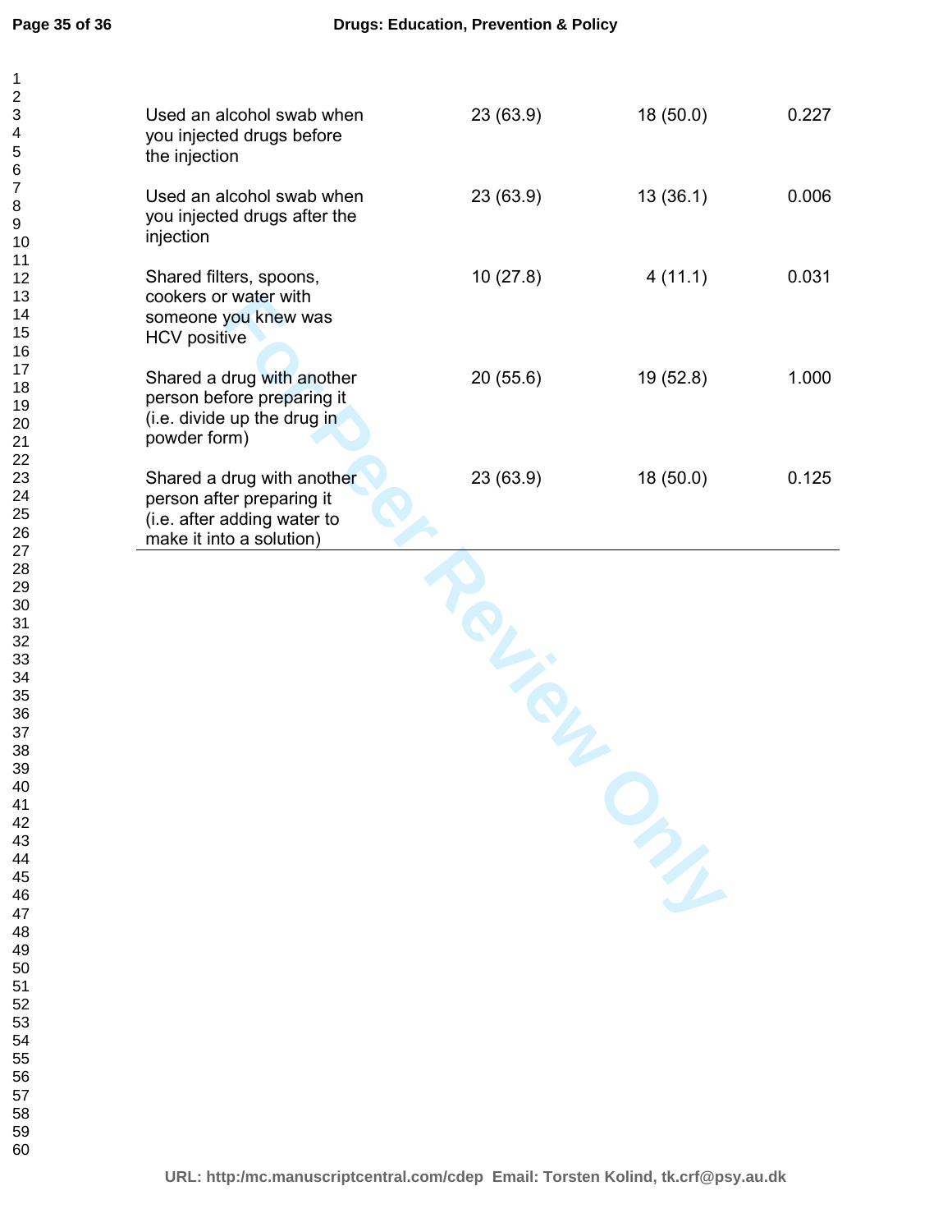| | | | |
|---|---|---|---|
| Used an alcohol swab when you injected drugs before the injection | 23 (63.9) | 18 (50.0) | 0.227 |
| Used an alcohol swab when you injected drugs after the injection | 23 (63.9) | 13 (36.1) | 0.006 |
| Shared filters, spoons, cookers or water with someone you knew was HCV positive | 10 (27.8) | 4 (11.1) | 0.031 |
| Shared a drug with another person before preparing it (i.e. divide up the drug in powder form) | 20 (55.6) | 19 (52.8) | 1.000 |
| Shared a drug with another person after preparing it (i.e. after adding water to make it into a solution) | 23 (63.9) | 18 (50.0) | 0.125 |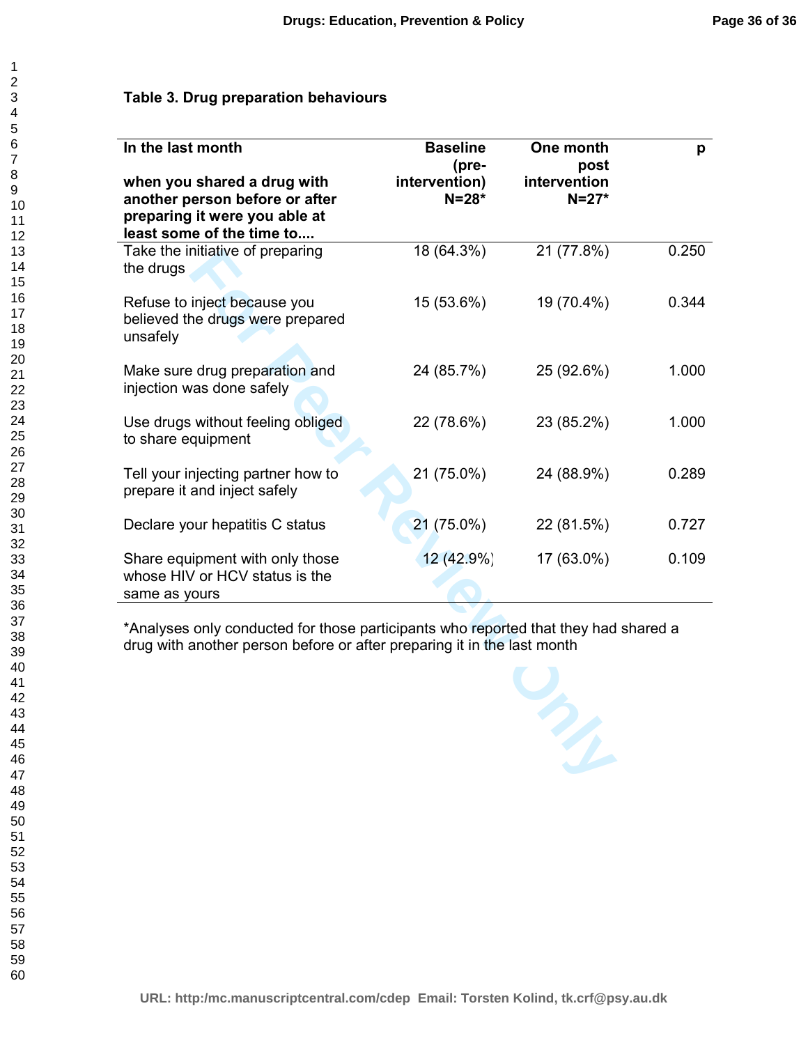**Table 3. Drug preparation behaviours**

| In the last month<br><br>when you shared a drug with another person before or after preparing it were you able at least some of the time to.... | Baseline (pre-intervention) N=28* | One month post intervention N=27* | p |
|---|---|---|---|
| Take the initiative of preparing the drugs | 18 (64.3%) | 21 (77.8%) | 0.250 |
| Refuse to inject because you believed the drugs were prepared unsafely | 15 (53.6%) | 19 (70.4%) | 0.344 |
| Make sure drug preparation and injection was done safely | 24 (85.7%) | 25 (92.6%) | 1.000 |
| Use drugs without feeling obliged to share equipment | 22 (78.6%) | 23 (85.2%) | 1.000 |
| Tell your injecting partner how to prepare it and inject safely | 21 (75.0%) | 24 (88.9%) | 0.289 |
| Declare your hepatitis C status | 21 (75.0%) | 22 (81.5%) | 0.727 |
| Share equipment with only those whose HIV or HCV status is the same as yours | 12 (42.9%) | 17 (63.0%) | 0.109 |

*Analyses only conducted for those participants who reported that they had shared a drug with another person before or after preparing it in the last month